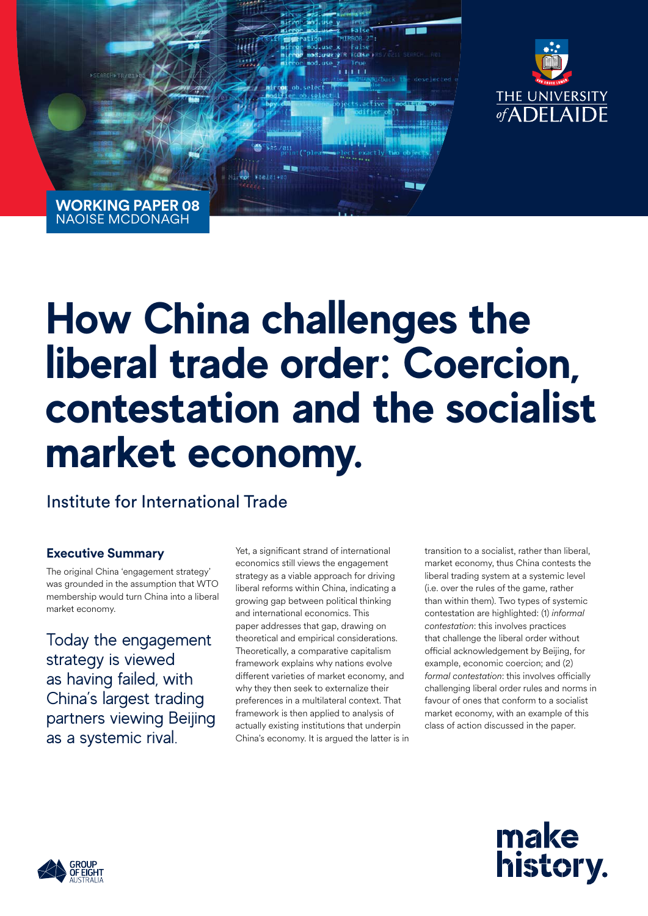WORKING PAPER 08
NAOISE MCDONAGH

THE UNIVERSITY of ADELAIDE

# How China challenges the liberal trade order: Coercion, contestation and the socialist market economy.

Institute for International Trade

### Executive Summary

The original China 'engagement strategy' was grounded in the assumption that WTO membership would turn China into a liberal market economy.

Today the engagement strategy is viewed as having failed, with China's largest trading partners viewing Beijing as a systemic rival.

Yet, a significant strand of international economics still views the engagement strategy as a viable approach for driving liberal reforms within China, indicating a growing gap between political thinking and international economics. This paper addresses that gap, drawing on theoretical and empirical considerations. Theoretically, a comparative capitalism framework explains why nations evolve different varieties of market economy, and why they then seek to externalize their preferences in a multilateral context. That framework is then applied to analysis of actually existing institutions that underpin China's economy. It is argued the latter is in transition to a socialist, rather than liberal, market economy, thus China contests the liberal trading system at a systemic level (i.e. over the rules of the game, rather than within them). Two types of systemic contestation are highlighted: (1) *informal contestation*: this involves practices that challenge the liberal order without official acknowledgement by Beijing, for example, economic coercion; and (2) *formal contestation*: this involves officially challenging liberal order rules and norms in favour of ones that conform to a socialist market economy, with an example of this class of action discussed in the paper.

GROUP OF EIGHT AUSTRALIA

make history.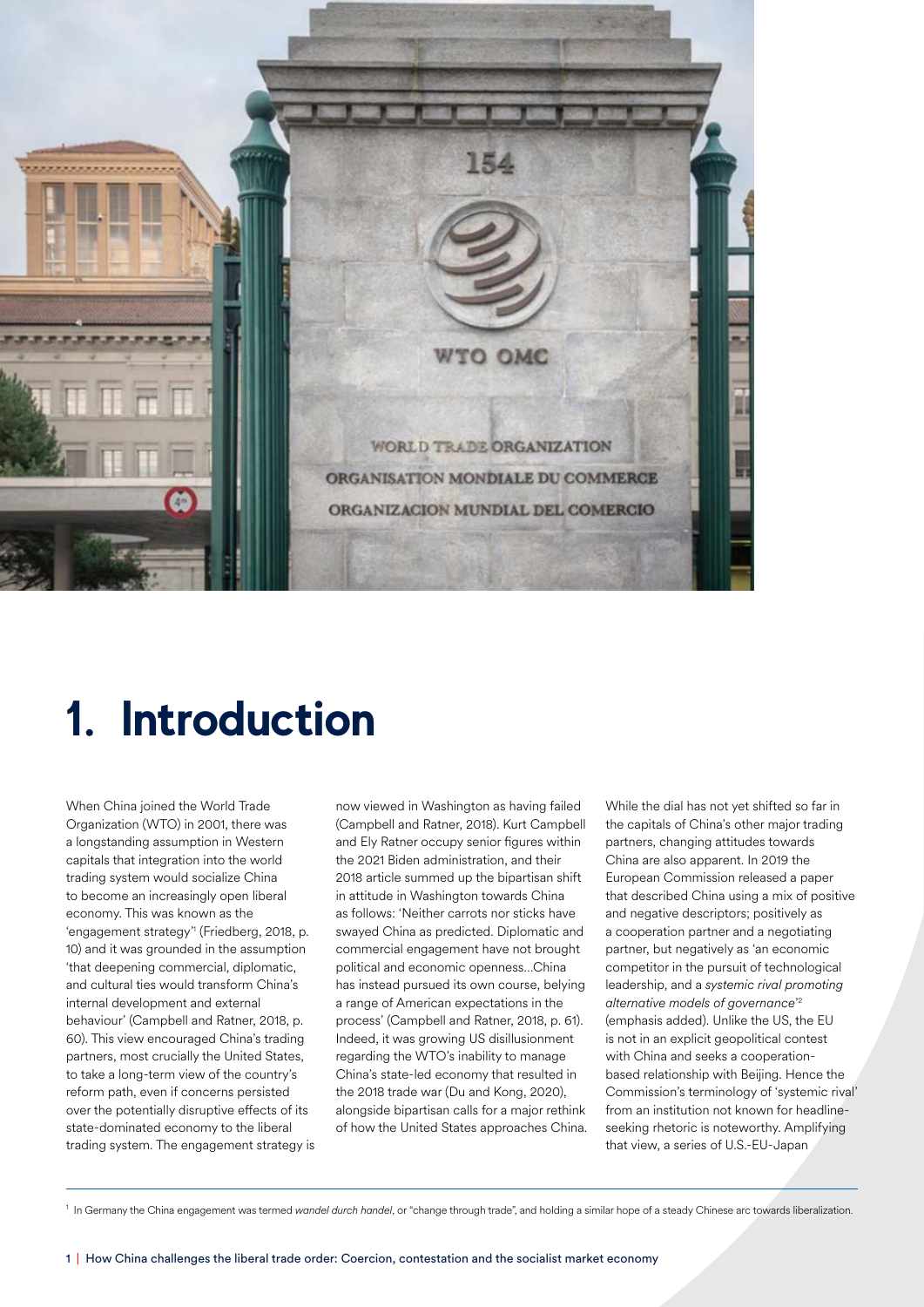# 1. Introduction

When China joined the World Trade Organization (WTO) in 2001, there was a longstanding assumption in Western capitals that integration into the world trading system would socialize China to become an increasingly open liberal economy. This was known as the 'engagement strategy'[1] (Friedberg, 2018, p. 10) and it was grounded in the assumption 'that deepening commercial, diplomatic, and cultural ties would transform China's internal development and external behaviour' (Campbell and Ratner, 2018, p. 60). This view encouraged China's trading partners, most crucially the United States, to take a long-term view of the country's reform path, even if concerns persisted over the potentially disruptive effects of its state-dominated economy to the liberal trading system. The engagement strategy is now viewed in Washington as having failed (Campbell and Ratner, 2018). Kurt Campbell and Ely Ratner occupy senior figures within the 2021 Biden administration, and their 2018 article summed up the bipartisan shift in attitude in Washington towards China as follows: 'Neither carrots nor sticks have swayed China as predicted. Diplomatic and commercial engagement have not brought political and economic openness…China has instead pursued its own course, belying a range of American expectations in the process' (Campbell and Ratner, 2018, p. 61). Indeed, it was growing US disillusionment regarding the WTO's inability to manage China's state-led economy that resulted in the 2018 trade war (Du and Kong, 2020), alongside bipartisan calls for a major rethink of how the United States approaches China.

While the dial has not yet shifted so far in the capitals of China's other major trading partners, changing attitudes towards China are also apparent. In 2019 the European Commission released a paper that described China using a mix of positive and negative descriptors; positively as a cooperation partner and a negotiating partner, but negatively as 'an economic competitor in the pursuit of technological leadership, and a *systemic rival promoting alternative models of governance*'[2] (emphasis added). Unlike the US, the EU is not in an explicit geopolitical contest with China and seeks a cooperation-based relationship with Beijing. Hence the Commission's terminology of 'systemic rival' from an institution not known for headline-seeking rhetoric is noteworthy. Amplifying that view, a series of U.S.-EU-Japan

---

[1] In Germany the China engagement was termed *wandel durch handel*, or "change through trade", and holding a similar hope of a steady Chinese arc towards liberalization.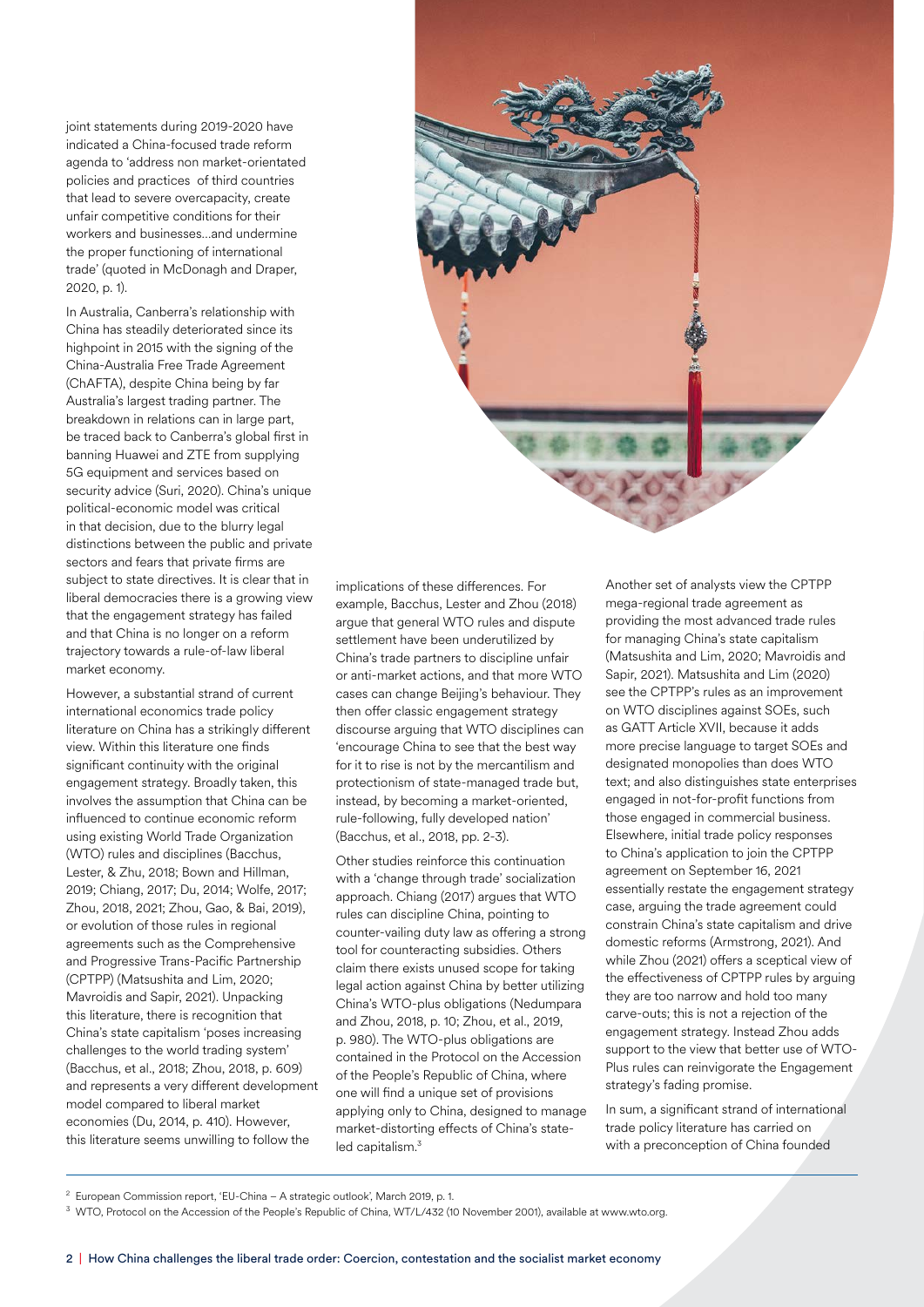joint statements during 2019-2020 have indicated a China-focused trade reform agenda to 'address non market-orientated policies and practices of third countries that lead to severe overcapacity, create unfair competitive conditions for their workers and businesses...and undermine the proper functioning of international trade' (quoted in McDonagh and Draper, 2020, p. 1).

In Australia, Canberra's relationship with China has steadily deteriorated since its highpoint in 2015 with the signing of the China-Australia Free Trade Agreement (ChAFTA), despite China being by far Australia's largest trading partner. The breakdown in relations can in large part, be traced back to Canberra's global first in banning Huawei and ZTE from supplying 5G equipment and services based on security advice (Suri, 2020). China's unique political-economic model was critical in that decision, due to the blurry legal distinctions between the public and private sectors and fears that private firms are subject to state directives. It is clear that in liberal democracies there is a growing view that the engagement strategy has failed and that China is no longer on a reform trajectory towards a rule-of-law liberal market economy.

However, a substantial strand of current international economics trade policy literature on China has a strikingly different view. Within this literature one finds significant continuity with the original engagement strategy. Broadly taken, this involves the assumption that China can be influenced to continue economic reform using existing World Trade Organization (WTO) rules and disciplines (Bacchus, Lester, & Zhu, 2018; Bown and Hillman, 2019; Chiang, 2017; Du, 2014; Wolfe, 2017; Zhou, 2018, 2021; Zhou, Gao, & Bai, 2019), or evolution of those rules in regional agreements such as the Comprehensive and Progressive Trans-Pacific Partnership (CPTPP) (Matsushita and Lim, 2020; Mavroidis and Sapir, 2021). Unpacking this literature, there is recognition that China's state capitalism 'poses increasing challenges to the world trading system' (Bacchus, et al., 2018; Zhou, 2018, p. 609) and represents a very different development model compared to liberal market economies (Du, 2014, p. 410). However, this literature seems unwilling to follow the implications of these differences. For example, Bacchus, Lester and Zhou (2018) argue that general WTO rules and dispute settlement have been underutilized by China's trade partners to discipline unfair or anti-market actions, and that more WTO cases can change Beijing's behaviour. They then offer classic engagement strategy discourse arguing that WTO disciplines can 'encourage China to see that the best way for it to rise is not by the mercantilism and protectionism of state-managed trade but, instead, by becoming a market-oriented, rule-following, fully developed nation' (Bacchus, et al., 2018, pp. 2-3).

Other studies reinforce this continuation with a 'change through trade' socialization approach. Chiang (2017) argues that WTO rules can discipline China, pointing to counter-vailing duty law as offering a strong tool for counteracting subsidies. Others claim there exists unused scope for taking legal action against China by better utilizing China's WTO-plus obligations (Nedumpara and Zhou, 2018, p. 10; Zhou, et al., 2019, p. 980). The WTO-plus obligations are contained in the Protocol on the Accession of the People's Republic of China, where one will find a unique set of provisions applying only to China, designed to manage market-distorting effects of China's state-led capitalism.[3]

Another set of analysts view the CPTPP mega-regional trade agreement as providing the most advanced trade rules for managing China's state capitalism (Matsushita and Lim, 2020; Mavroidis and Sapir, 2021). Matsushita and Lim (2020) see the CPTPP's rules as an improvement on WTO disciplines against SOEs, such as GATT Article XVII, because it adds more precise language to target SOEs and designated monopolies than does WTO text; and also distinguishes state enterprises engaged in not-for-profit functions from those engaged in commercial business. Elsewhere, initial trade policy responses to China's application to join the CPTPP agreement on September 16, 2021 essentially restate the engagement strategy case, arguing the trade agreement could constrain China's state capitalism and drive domestic reforms (Armstrong, 2021). And while Zhou (2021) offers a sceptical view of the effectiveness of CPTPP rules by arguing they are too narrow and hold too many carve-outs; this is not a rejection of the engagement strategy. Instead Zhou adds support to the view that better use of WTO-Plus rules can reinvigorate the Engagement strategy's fading promise.

In sum, a significant strand of international trade policy literature has carried on with a preconception of China founded

[2] European Commission report, 'EU-China – A strategic outlook', March 2019, p. 1.

[3] WTO, Protocol on the Accession of the People's Republic of China, WT/L/432 (10 November 2001), available at www.wto.org.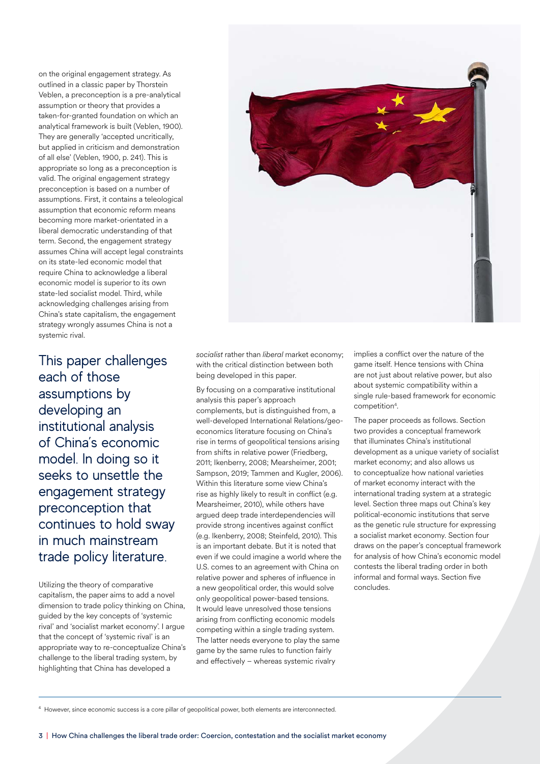on the original engagement strategy. As outlined in a classic paper by Thorstein Veblen, a preconception is a pre-analytical assumption or theory that provides a taken-for-granted foundation on which an analytical framework is built (Veblen, 1900). They are generally 'accepted uncritically, but applied in criticism and demonstration of all else' (Veblen, 1900, p. 241). This is appropriate so long as a preconception is valid. The original engagement strategy preconception is based on a number of assumptions. First, it contains a teleological assumption that economic reform means becoming more market-orientated in a liberal democratic understanding of that term. Second, the engagement strategy assumes China will accept legal constraints on its state-led economic model that require China to acknowledge a liberal economic model is superior to its own state-led socialist model. Third, while acknowledging challenges arising from China's state capitalism, the engagement strategy wrongly assumes China is not a systemic rival.

This paper challenges each of those assumptions by developing an institutional analysis of China's economic model. In doing so it seeks to unsettle the engagement strategy preconception that continues to hold sway in much mainstream trade policy literature.

Utilizing the theory of comparative capitalism, the paper aims to add a novel dimension to trade policy thinking on China, guided by the key concepts of 'systemic rival' and 'socialist market economy'. I argue that the concept of 'systemic rival' is an appropriate way to re-conceptualize China's challenge to the liberal trading system, by highlighting that China has developed a *socialist* rather than *liberal* market economy; with the critical distinction between both being developed in this paper.

By focusing on a comparative institutional analysis this paper's approach complements, but is distinguished from, a well-developed International Relations/geo-economics literature focusing on China's rise in terms of geopolitical tensions arising from shifts in relative power (Friedberg, 2011; Ikenberry, 2008; Mearsheimer, 2001; Sampson, 2019; Tammen and Kugler, 2006). Within this literature some view China's rise as highly likely to result in conflict (e.g. Mearsheimer, 2010), while others have argued deep trade interdependencies will provide strong incentives against conflict (e.g. Ikenberry, 2008; Steinfeld, 2010). This is an important debate. But it is noted that even if we could imagine a world where the U.S. comes to an agreement with China on relative power and spheres of influence in a new geopolitical order, this would solve only geopolitical power-based tensions. It would leave unresolved those tensions arising from conflicting economic models competing within a single trading system. The latter needs everyone to play the same game by the same rules to function fairly and effectively – whereas systemic rivalry implies a conflict over the nature of the game itself. Hence tensions with China are not just about relative power, but also about systemic compatibility within a single rule-based framework for economic competition[4].

The paper proceeds as follows. Section two provides a conceptual framework that illuminates China's institutional development as a unique variety of socialist market economy; and also allows us to conceptualize how national varieties of market economy interact with the international trading system at a strategic level. Section three maps out China's key political-economic institutions that serve as the genetic rule structure for expressing a socialist market economy. Section four draws on the paper's conceptual framework for analysis of how China's economic model contests the liberal trading order in both informal and formal ways. Section five concludes.

[4] However, since economic success is a core pillar of geopolitical power, both elements are interconnected.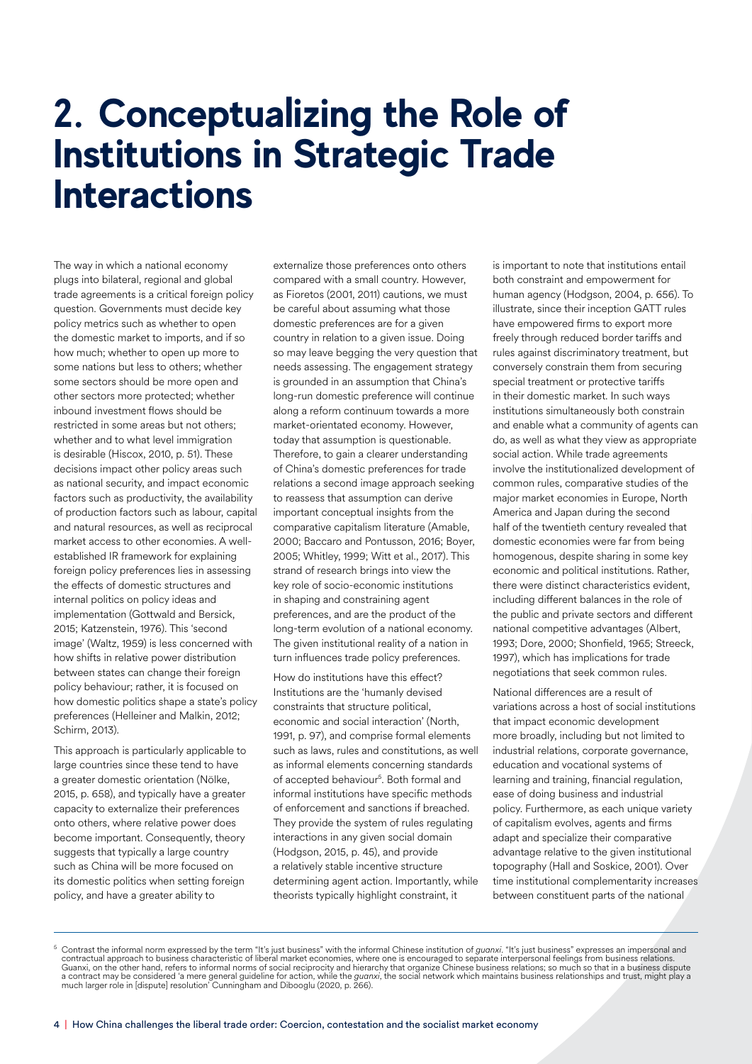# 2. Conceptualizing the Role of Institutions in Strategic Trade Interactions

The way in which a national economy plugs into bilateral, regional and global trade agreements is a critical foreign policy question. Governments must decide key policy metrics such as whether to open the domestic market to imports, and if so how much; whether to open up more to some nations but less to others; whether some sectors should be more open and other sectors more protected; whether inbound investment flows should be restricted in some areas but not others; whether and to what level immigration is desirable (Hiscox, 2010, p. 51). These decisions impact other policy areas such as national security, and impact economic factors such as productivity, the availability of production factors such as labour, capital and natural resources, as well as reciprocal market access to other economies. A well-established IR framework for explaining foreign policy preferences lies in assessing the effects of domestic structures and internal politics on policy ideas and implementation (Gottwald and Bersick, 2015; Katzenstein, 1976). This 'second image' (Waltz, 1959) is less concerned with how shifts in relative power distribution between states can change their foreign policy behaviour; rather, it is focused on how domestic politics shape a state's policy preferences (Helleiner and Malkin, 2012; Schirm, 2013).

This approach is particularly applicable to large countries since these tend to have a greater domestic orientation (Nölke, 2015, p. 658), and typically have a greater capacity to externalize their preferences onto others, where relative power does become important. Consequently, theory suggests that typically a large country such as China will be more focused on its domestic politics when setting foreign policy, and have a greater ability to externalize those preferences onto others compared with a small country. However, as Fioretos (2001, 2011) cautions, we must be careful about assuming what those domestic preferences are for a given country in relation to a given issue. Doing so may leave begging the very question that needs assessing. The engagement strategy is grounded in an assumption that China's long-run domestic preference will continue along a reform continuum towards a more market-orientated economy. However, today that assumption is questionable. Therefore, to gain a clearer understanding of China's domestic preferences for trade relations a second image approach seeking to reassess that assumption can derive important conceptual insights from the comparative capitalism literature (Amable, 2000; Baccaro and Pontusson, 2016; Boyer, 2005; Whitley, 1999; Witt et al., 2017). This strand of research brings into view the key role of socio-economic institutions in shaping and constraining agent preferences, and are the product of the long-term evolution of a national economy. The given institutional reality of a nation in turn influences trade policy preferences.

How do institutions have this effect? Institutions are the 'humanly devised constraints that structure political, economic and social interaction' (North, 1991, p. 97), and comprise formal elements such as laws, rules and constitutions, as well as informal elements concerning standards of accepted behaviour[5]. Both formal and informal institutions have specific methods of enforcement and sanctions if breached. They provide the system of rules regulating interactions in any given social domain (Hodgson, 2015, p. 45), and provide a relatively stable incentive structure determining agent action. Importantly, while theorists typically highlight constraint, it is important to note that institutions entail both constraint and empowerment for human agency (Hodgson, 2004, p. 656). To illustrate, since their inception GATT rules have empowered firms to export more freely through reduced border tariffs and rules against discriminatory treatment, but conversely constrain them from securing special treatment or protective tariffs in their domestic market. In such ways institutions simultaneously both constrain and enable what a community of agents can do, as well as what they view as appropriate social action. While trade agreements involve the institutionalized development of common rules, comparative studies of the major market economies in Europe, North America and Japan during the second half of the twentieth century revealed that domestic economies were far from being homogenous, despite sharing in some key economic and political institutions. Rather, there were distinct characteristics evident, including different balances in the role of the public and private sectors and different national competitive advantages (Albert, 1993; Dore, 2000; Shonfield, 1965; Streeck, 1997), which has implications for trade negotiations that seek common rules.

National differences are a result of variations across a host of social institutions that impact economic development more broadly, including but not limited to industrial relations, corporate governance, education and vocational systems of learning and training, financial regulation, ease of doing business and industrial policy. Furthermore, as each unique variety of capitalism evolves, agents and firms adapt and specialize their comparative advantage relative to the given institutional topography (Hall and Soskice, 2001). Over time institutional complementarity increases between constituent parts of the national

[5] Contrast the informal norm expressed by the term "It's just business" with the informal Chinese institution of *guanxi*. "It's just business" expresses an impersonal and contractual approach to business characteristic of liberal market economies, where one is encouraged to separate interpersonal feelings from business relations. Guanxi, on the other hand, refers to informal norms of social reciprocity and hierarchy that organize Chinese business relations; so much so that in a business dispute a contract may be considered 'a mere general guideline for action, while the *guanxi*, the social network which maintains business relationships and trust, might play a much larger role in [dispute] resolution' Cunningham and Dibooglu (2020, p. 266).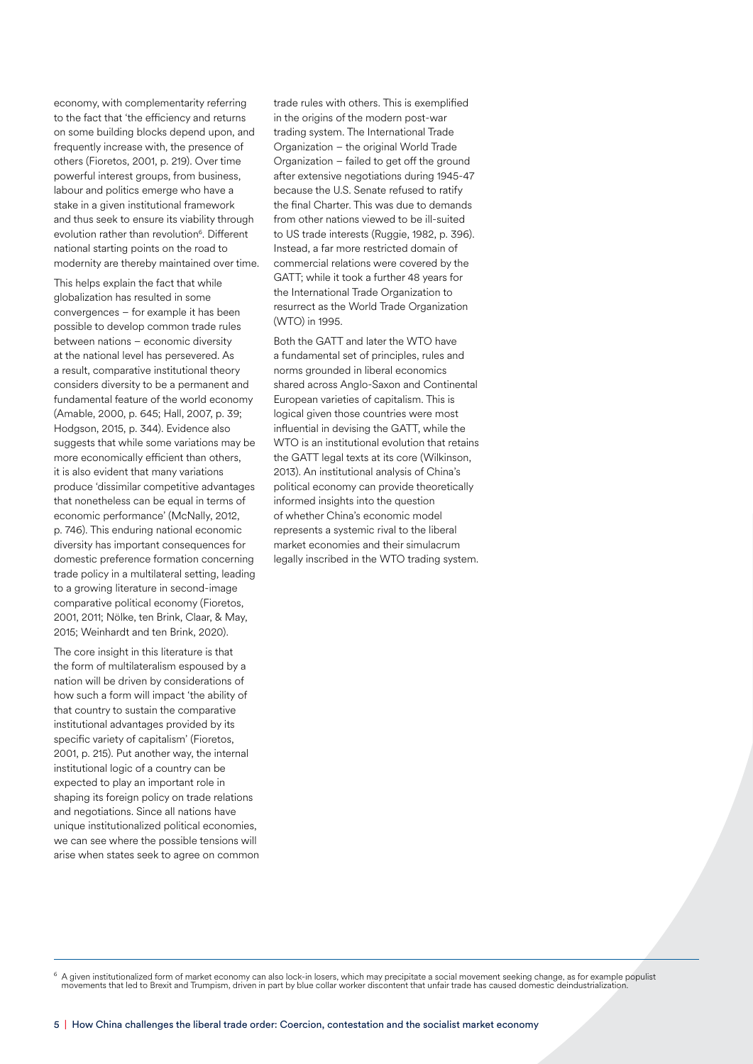economy, with complementarity referring to the fact that 'the efficiency and returns on some building blocks depend upon, and frequently increase with, the presence of others (Fioretos, 2001, p. 219). Over time powerful interest groups, from business, labour and politics emerge who have a stake in a given institutional framework and thus seek to ensure its viability through evolution rather than revolution[6]. Different national starting points on the road to modernity are thereby maintained over time.

This helps explain the fact that while globalization has resulted in some convergences – for example it has been possible to develop common trade rules between nations – economic diversity at the national level has persevered. As a result, comparative institutional theory considers diversity to be a permanent and fundamental feature of the world economy (Amable, 2000, p. 645; Hall, 2007, p. 39; Hodgson, 2015, p. 344). Evidence also suggests that while some variations may be more economically efficient than others, it is also evident that many variations produce 'dissimilar competitive advantages that nonetheless can be equal in terms of economic performance' (McNally, 2012, p. 746). This enduring national economic diversity has important consequences for domestic preference formation concerning trade policy in a multilateral setting, leading to a growing literature in second-image comparative political economy (Fioretos, 2001, 2011; Nölke, ten Brink, Claar, & May, 2015; Weinhardt and ten Brink, 2020).

The core insight in this literature is that the form of multilateralism espoused by a nation will be driven by considerations of how such a form will impact 'the ability of that country to sustain the comparative institutional advantages provided by its specific variety of capitalism' (Fioretos, 2001, p. 215). Put another way, the internal institutional logic of a country can be expected to play an important role in shaping its foreign policy on trade relations and negotiations. Since all nations have unique institutionalized political economies, we can see where the possible tensions will arise when states seek to agree on common trade rules with others. This is exemplified in the origins of the modern post-war trading system. The International Trade Organization – the original World Trade Organization – failed to get off the ground after extensive negotiations during 1945-47 because the U.S. Senate refused to ratify the final Charter. This was due to demands from other nations viewed to be ill-suited to US trade interests (Ruggie, 1982, p. 396). Instead, a far more restricted domain of commercial relations were covered by the GATT; while it took a further 48 years for the International Trade Organization to resurrect as the World Trade Organization (WTO) in 1995.

Both the GATT and later the WTO have a fundamental set of principles, rules and norms grounded in liberal economics shared across Anglo-Saxon and Continental European varieties of capitalism. This is logical given those countries were most influential in devising the GATT, while the WTO is an institutional evolution that retains the GATT legal texts at its core (Wilkinson, 2013). An institutional analysis of China's political economy can provide theoretically informed insights into the question of whether China's economic model represents a systemic rival to the liberal market economies and their simulacrum legally inscribed in the WTO trading system.

---

[6] A given institutionalized form of market economy can also lock-in losers, which may precipitate a social movement seeking change, as for example populist movements that led to Brexit and Trumpism, driven in part by blue collar worker discontent that unfair trade has caused domestic deindustrialization.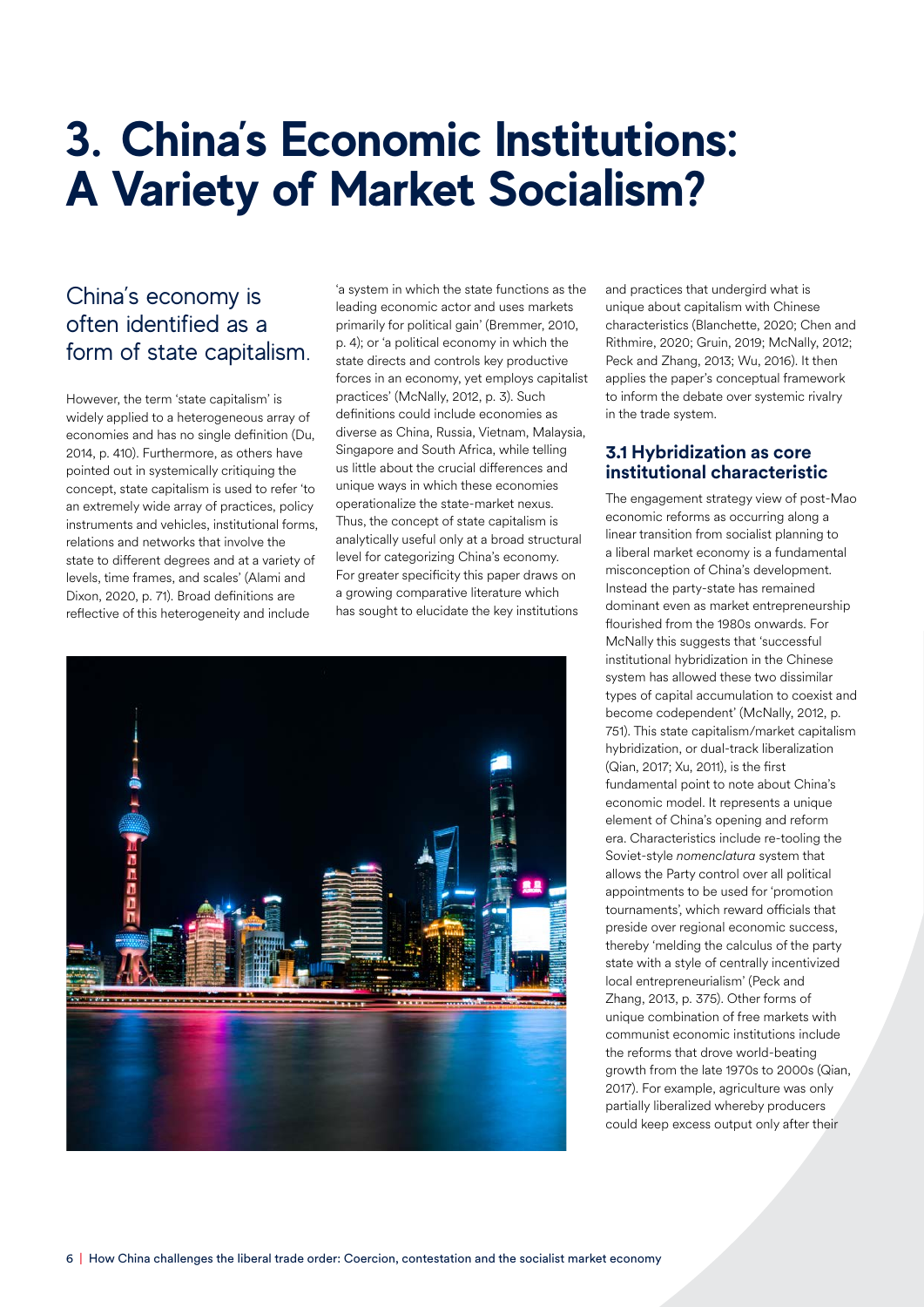# 3. China's Economic Institutions: A Variety of Market Socialism?

China's economy is often identified as a form of state capitalism.

However, the term 'state capitalism' is widely applied to a heterogeneous array of economies and has no single definition (Du, 2014, p. 410). Furthermore, as others have pointed out in systemically critiquing the concept, state capitalism is used to refer 'to an extremely wide array of practices, policy instruments and vehicles, institutional forms, relations and networks that involve the state to different degrees and at a variety of levels, time frames, and scales' (Alami and Dixon, 2020, p. 71). Broad definitions are reflective of this heterogeneity and include 'a system in which the state functions as the leading economic actor and uses markets primarily for political gain' (Bremmer, 2010, p. 4); or 'a political economy in which the state directs and controls key productive forces in an economy, yet employs capitalist practices' (McNally, 2012, p. 3). Such definitions could include economies as diverse as China, Russia, Vietnam, Malaysia, Singapore and South Africa, while telling us little about the crucial differences and unique ways in which these economies operationalize the state-market nexus. Thus, the concept of state capitalism is analytically useful only at a broad structural level for categorizing China's economy. For greater specificity this paper draws on a growing comparative literature which has sought to elucidate the key institutions and practices that undergird what is unique about capitalism with Chinese characteristics (Blanchette, 2020; Chen and Rithmire, 2020; Gruin, 2019; McNally, 2012; Peck and Zhang, 2013; Wu, 2016). It then applies the paper's conceptual framework to inform the debate over systemic rivalry in the trade system.

## 3.1 Hybridization as core institutional characteristic

The engagement strategy view of post-Mao economic reforms as occurring along a linear transition from socialist planning to a liberal market economy is a fundamental misconception of China's development. Instead the party-state has remained dominant even as market entrepreneurship flourished from the 1980s onwards. For McNally this suggests that 'successful institutional hybridization in the Chinese system has allowed these two dissimilar types of capital accumulation to coexist and become codependent' (McNally, 2012, p. 751). This state capitalism/market capitalism hybridization, or dual-track liberalization (Qian, 2017; Xu, 2011), is the first fundamental point to note about China's economic model. It represents a unique element of China's opening and reform era. Characteristics include re-tooling the Soviet-style *nomenclatura* system that allows the Party control over all political appointments to be used for 'promotion tournaments', which reward officials that preside over regional economic success, thereby 'melding the calculus of the party state with a style of centrally incentivized local entrepreneurialism' (Peck and Zhang, 2013, p. 375). Other forms of unique combination of free markets with communist economic institutions include the reforms that drove world-beating growth from the late 1970s to 2000s (Qian, 2017). For example, agriculture was only partially liberalized whereby producers could keep excess output only after their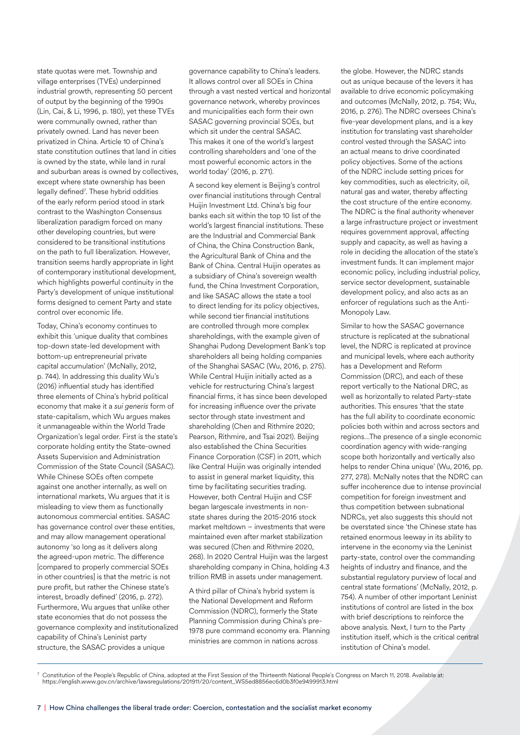state quotas were met. Township and village enterprises (TVEs) underpinned industrial growth, representing 50 percent of output by the beginning of the 1990s (Lin, Cai, & Li, 1996, p. 180), yet these TVEs were communally owned, rather than privately owned. Land has never been privatized in China. Article 10 of China's state constitution outlines that land in cities is owned by the state, while land in rural and suburban areas is owned by collectives, except where state ownership has been legally defined[7]. These hybrid oddities of the early reform period stood in stark contrast to the Washington Consensus liberalization paradigm forced on many other developing countries, but were considered to be transitional institutions on the path to full liberalization. However, transition seems hardly appropriate in light of contemporary institutional development, which highlights powerful continuity in the Party's development of unique institutional forms designed to cement Party and state control over economic life.

Today, China's economy continues to exhibit this 'unique duality that combines top-down state-led development with bottom-up entrepreneurial private capital accumulation' (McNally, 2012, p. 744). In addressing this duality Wu's (2016) influential study has identified three elements of China's hybrid political economy that make it a *sui generis* form of state-capitalism, which Wu argues makes it unmanageable within the World Trade Organization's legal order. First is the state's corporate holding entity the State-owned Assets Supervision and Administration Commission of the State Council (SASAC). While Chinese SOEs often compete against one another internally, as well on international markets, Wu argues that it is misleading to view them as functionally autonomous commercial entities. SASAC has governance control over these entities, and may allow management operational autonomy 'so long as it delivers along the agreed-upon metric. The difference [compared to properly commercial SOEs in other countries] is that the metric is not pure profit, but rather the Chinese state's interest, broadly defined' (2016, p. 272). Furthermore, Wu argues that unlike other state economies that do not possess the governance complexity and institutionalized capability of China's Leninist party structure, the SASAC provides a unique governance capability to China's leaders. It allows control over all SOEs in China through a vast nested vertical and horizontal governance network, whereby provinces and municipalities each form their own SASAC governing provincial SOEs, but which sit under the central SASAC. This makes it one of the world's largest controlling shareholders and 'one of the most powerful economic actors in the world today' (2016, p. 271).

A second key element is Beijing's control over financial institutions through Central Huijin Investment Ltd. China's big four banks each sit within the top 10 list of the world's largest financial institutions. These are the Industrial and Commercial Bank of China, the China Construction Bank, the Agricultural Bank of China and the Bank of China. Central Huijin operates as a subsidiary of China's sovereign wealth fund, the China Investment Corporation, and like SASAC allows the state a tool to direct lending for its policy objectives, while second tier financial institutions are controlled through more complex shareholdings, with the example given of Shanghai Pudong Development Bank's top shareholders all being holding companies of the Shanghai SASAC (Wu, 2016, p. 275). While Central Huijin initially acted as a vehicle for restructuring China's largest financial firms, it has since been developed for increasing influence over the private sector through state investment and shareholding (Chen and Rithmire 2020; Pearson, Rithmire, and Tsai 2021). Beijing also established the China Securities Finance Corporation (CSF) in 2011, which like Central Huijin was originally intended to assist in general market liquidity, this time by facilitating securities trading. However, both Central Huijin and CSF began largescale investments in non-state shares during the 2015-2016 stock market meltdown – investments that were maintained even after market stabilization was secured (Chen and Rithmire 2020, 268). In 2020 Central Huijin was the largest shareholding company in China, holding 4.3 trillion RMB in assets under management.

A third pillar of China's hybrid system is the National Development and Reform Commission (NDRC), formerly the State Planning Commission during China's pre-1978 pure command economy era. Planning ministries are common in nations across the globe. However, the NDRC stands out as unique because of the levers it has available to drive economic policymaking and outcomes (McNally, 2012, p. 754; Wu, 2016, p. 276). The NDRC oversees China's five-year development plans, and is a key institution for translating vast shareholder control vested through the SASAC into an actual means to drive coordinated policy objectives. Some of the actions of the NDRC include setting prices for key commodities, such as electricity, oil, natural gas and water, thereby affecting the cost structure of the entire economy. The NDRC is the final authority whenever a large infrastructure project or investment requires government approval, affecting supply and capacity, as well as having a role in deciding the allocation of the state's investment funds. It can implement major economic policy, including industrial policy, service sector development, sustainable development policy, and also acts as an enforcer of regulations such as the Anti-Monopoly Law.

Similar to how the SASAC governance structure is replicated at the subnational level, the NDRC is replicated at province and municipal levels, where each authority has a Development and Reform Commission (DRC), and each of these report vertically to the National DRC, as well as horizontally to related Party-state authorities. This ensures 'that the state has the full ability to coordinate economic policies both within and across sectors and regions…The presence of a single economic coordination agency with wide-ranging scope both horizontally and vertically also helps to render China unique' (Wu, 2016, pp. 277, 278). McNally notes that the NDRC can suffer incoherence due to intense provincial competition for foreign investment and thus competition between subnational NDRCs, yet also suggests this should not be overstated since 'the Chinese state has retained enormous leeway in its ability to intervene in the economy via the Leninist party-state, control over the commanding heights of industry and finance, and the substantial regulatory purview of local and central state formations' (McNally, 2012, p. 754). A number of other important Leninist institutions of control are listed in the box with brief descriptions to reinforce the above analysis. Next, I turn to the Party institution itself, which is the critical central institution of China's model.

[7] Constitution of the People's Republic of China, adopted at the First Session of the Thirteenth National People's Congress on March 11, 2018. Available at: https://english.www.gov.cn/archive/lawsregulations/201911/20/content_WS5ed8856ec6d0b3f0e9499913.html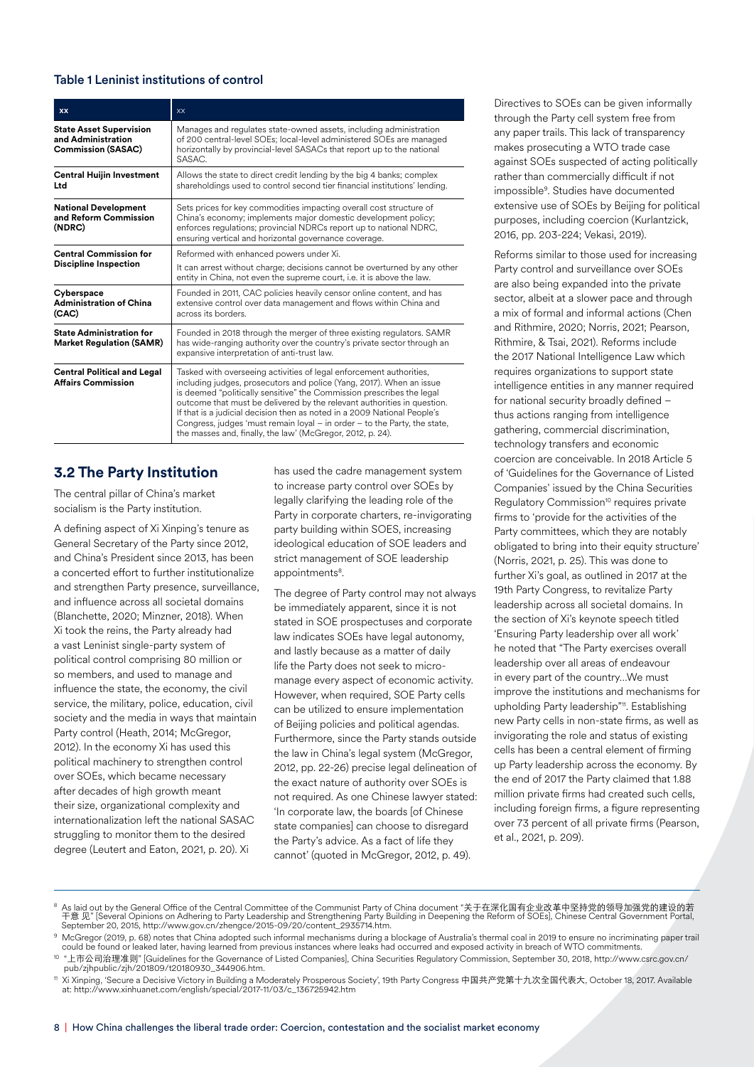**Table 1 Leninist institutions of control**

| xx | xx |
|---|---|
| **State Asset Supervision and Administration Commission (SASAC)** | Manages and regulates state-owned assets, including administration of 200 central-level SOEs; local-level administered SOEs are managed horizontally by provincial-level SASACs that report up to the national SASAC. |
| **Central Huijin Investment Ltd** | Allows the state to direct credit lending by the big 4 banks; complex shareholdings used to control second tier financial institutions' lending. |
| **National Development and Reform Commission (NDRC)** | Sets prices for key commodities impacting overall cost structure of China's economy; implements major domestic development policy; enforces regulations; provincial NDRCs report up to national NDRC, ensuring vertical and horizontal governance coverage. |
| **Central Commission for Discipline Inspection** | Reformed with enhanced powers under Xi. It can arrest without charge; decisions cannot be overturned by any other entity in China, not even the supreme court, i.e. it is above the law. |
| **Cyberspace Administration of China (CAC)** | Founded in 2011, CAC policies heavily censor online content, and has extensive control over data management and flows within China and across its borders. |
| **State Administration for Market Regulation (SAMR)** | Founded in 2018 through the merger of three existing regulators. SAMR has wide-ranging authority over the country's private sector through an expansive interpretation of anti-trust law. |
| **Central Political and Legal Affairs Commission** | Tasked with overseeing activities of legal enforcement authorities, including judges, prosecutors and police (Yang, 2017). When an issue is deemed "politically sensitive" the Commission prescribes the legal outcome that must be delivered by the relevant authorities in question. If that is a judicial decision then as noted in a 2009 National People's Congress, judges 'must remain loyal – in order – to the Party, the state, the masses and, finally, the law' (McGregor, 2012, p. 24). |

## 3.2 The Party Institution

The central pillar of China's market socialism is the Party institution.

A defining aspect of Xi Xinping's tenure as General Secretary of the Party since 2012, and China's President since 2013, has been a concerted effort to further institutionalize and strengthen Party presence, surveillance, and influence across all societal domains (Blanchette, 2020; Minzner, 2018). When Xi took the reins, the Party already had a vast Leninist single-party system of political control comprising 80 million or so members, and used to manage and influence the state, the economy, the civil service, the military, police, education, civil society and the media in ways that maintain Party control (Heath, 2014; McGregor, 2012). In the economy Xi has used this political machinery to strengthen control over SOEs, which became necessary after decades of high growth meant their size, organizational complexity and internationalization left the national SASAC struggling to monitor them to the desired degree (Leutert and Eaton, 2021, p. 20). Xi has used the cadre management system to increase party control over SOEs by legally clarifying the leading role of the Party in corporate charters, re-invigorating party building within SOES, increasing ideological education of SOE leaders and strict management of SOE leadership appointments[8].

The degree of Party control may not always be immediately apparent, since it is not stated in SOE prospectuses and corporate law indicates SOEs have legal autonomy, and lastly because as a matter of daily life the Party does not seek to micro-manage every aspect of economic activity. However, when required, SOE Party cells can be utilized to ensure implementation of Beijing policies and political agendas. Furthermore, since the Party stands outside the law in China's legal system (McGregor, 2012, pp. 22-26) precise legal delineation of the exact nature of authority over SOEs is not required. As one Chinese lawyer stated: 'In corporate law, the boards [of Chinese state companies] can choose to disregard the Party's advice. As a fact of life they cannot' (quoted in McGregor, 2012, p. 49).

Directives to SOEs can be given informally through the Party cell system free from any paper trails. This lack of transparency makes prosecuting a WTO trade case against SOEs suspected of acting politically rather than commercially difficult if not impossible[9]. Studies have documented extensive use of SOEs by Beijing for political purposes, including coercion (Kurlantzick, 2016, pp. 203-224; Vekasi, 2019).

Reforms similar to those used for increasing Party control and surveillance over SOEs are also being expanded into the private sector, albeit at a slower pace and through a mix of formal and informal actions (Chen and Rithmire, 2020; Norris, 2021; Pearson, Rithmire, & Tsai, 2021). Reforms include the 2017 National Intelligence Law which requires organizations to support state intelligence entities in any manner required for national security broadly defined – thus actions ranging from intelligence gathering, commercial discrimination, technology transfers and economic coercion are conceivable. In 2018 Article 5 of 'Guidelines for the Governance of Listed Companies' issued by the China Securities Regulatory Commission[10] requires private firms to 'provide for the activities of the Party committees, which they are notably obligated to bring into their equity structure' (Norris, 2021, p. 25). This was done to further Xi's goal, as outlined in 2017 at the 19th Party Congress, to revitalize Party leadership across all societal domains. In the section of Xi's keynote speech titled 'Ensuring Party leadership over all work' he noted that "The Party exercises overall leadership over all areas of endeavour in every part of the country…We must improve the institutions and mechanisms for upholding Party leadership"[11]. Establishing new Party cells in non-state firms, as well as invigorating the role and status of existing cells has been a central element of firming up Party leadership across the economy. By the end of 2017 the Party claimed that 1.88 million private firms had created such cells, including foreign firms, a figure representing over 73 percent of all private firms (Pearson, et al., 2021, p. 209).

---

[8] As laid out by the General Office of the Central Committee of the Communist Party of China document "关于在深化国有企业改革中坚持党的领导加强党的建设的若干意见" [Several Opinions on Adhering to Party Leadership and Strengthening Party Building in Deepening the Reform of SOEs], Chinese Central Government Portal, September 20, 2015, http://www.gov.cn/zhengce/2015-09/20/content_2935714.htm.

[9] McGregor (2019, p. 68) notes that China adopted such informal mechanisms during a blockage of Australia's thermal coal in 2019 to ensure no incriminating paper trail could be found or leaked later, having learned from previous instances where leaks had occurred and exposed activity in breach of WTO commitments.

[10] "上市公司治理准则" [Guidelines for the Governance of Listed Companies], China Securities Regulatory Commission, September 30, 2018, http://www.csrc.gov.cn/pub/zjhpublic/zjh/201809/t20180930_344906.htm.

[11] Xi Xinping, 'Secure a Decisive Victory in Building a Moderately Prosperous Society', 19th Party Congress 中国共产党第十九次全国代表大, October 18, 2017. Available at: http://www.xinhuanet.com/english/special/2017-11/03/c_136725942.htm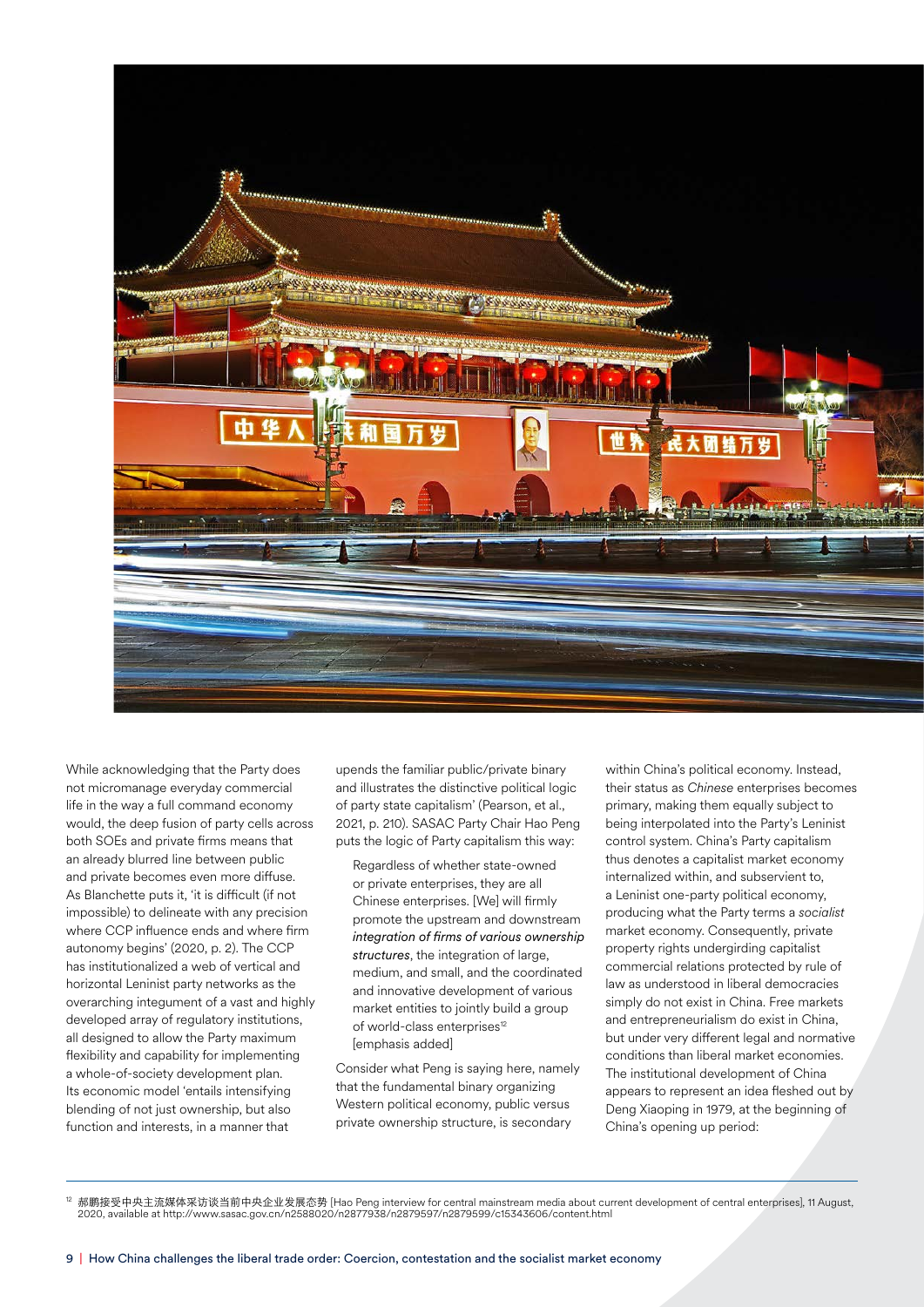While acknowledging that the Party does not micromanage everyday commercial life in the way a full command economy would, the deep fusion of party cells across both SOEs and private firms means that an already blurred line between public and private becomes even more diffuse. As Blanchette puts it, 'it is difficult (if not impossible) to delineate with any precision where CCP influence ends and where firm autonomy begins' (2020, p. 2). The CCP has institutionalized a web of vertical and horizontal Leninist party networks as the overarching integument of a vast and highly developed array of regulatory institutions, all designed to allow the Party maximum flexibility and capability for implementing a whole-of-society development plan. Its economic model 'entails intensifying blending of not just ownership, but also function and interests, in a manner that upends the familiar public/private binary and illustrates the distinctive political logic of party state capitalism' (Pearson, et al., 2021, p. 210). SASAC Party Chair Hao Peng puts the logic of Party capitalism this way:

> Regardless of whether state-owned or private enterprises, they are all Chinese enterprises. [We] will firmly promote the upstream and downstream *integration of firms of various ownership structures*, the integration of large, medium, and small, and the coordinated and innovative development of various market entities to jointly build a group of world-class enterprises[12] [emphasis added]

Consider what Peng is saying here, namely that the fundamental binary organizing Western political economy, public versus private ownership structure, is secondary within China's political economy. Instead, their status as *Chinese* enterprises becomes primary, making them equally subject to being interpolated into the Party's Leninist control system. China's Party capitalism thus denotes a capitalist market economy internalized within, and subservient to, a Leninist one-party political economy, producing what the Party terms a *socialist* market economy. Consequently, private property rights undergirding capitalist commercial relations protected by rule of law as understood in liberal democracies simply do not exist in China. Free markets and entrepreneurialism do exist in China, but under very different legal and normative conditions than liberal market economies. The institutional development of China appears to represent an idea fleshed out by Deng Xiaoping in 1979, at the beginning of China's opening up period:

---

[12] 郝鹏接受中央主流媒体采访谈当前中央企业发展态势 [Hao Peng interview for central mainstream media about current development of central enterprises], 11 August, 2020, available at http://www.sasac.gov.cn/n2588020/n2877938/n2879597/n2879599/c15343606/content.html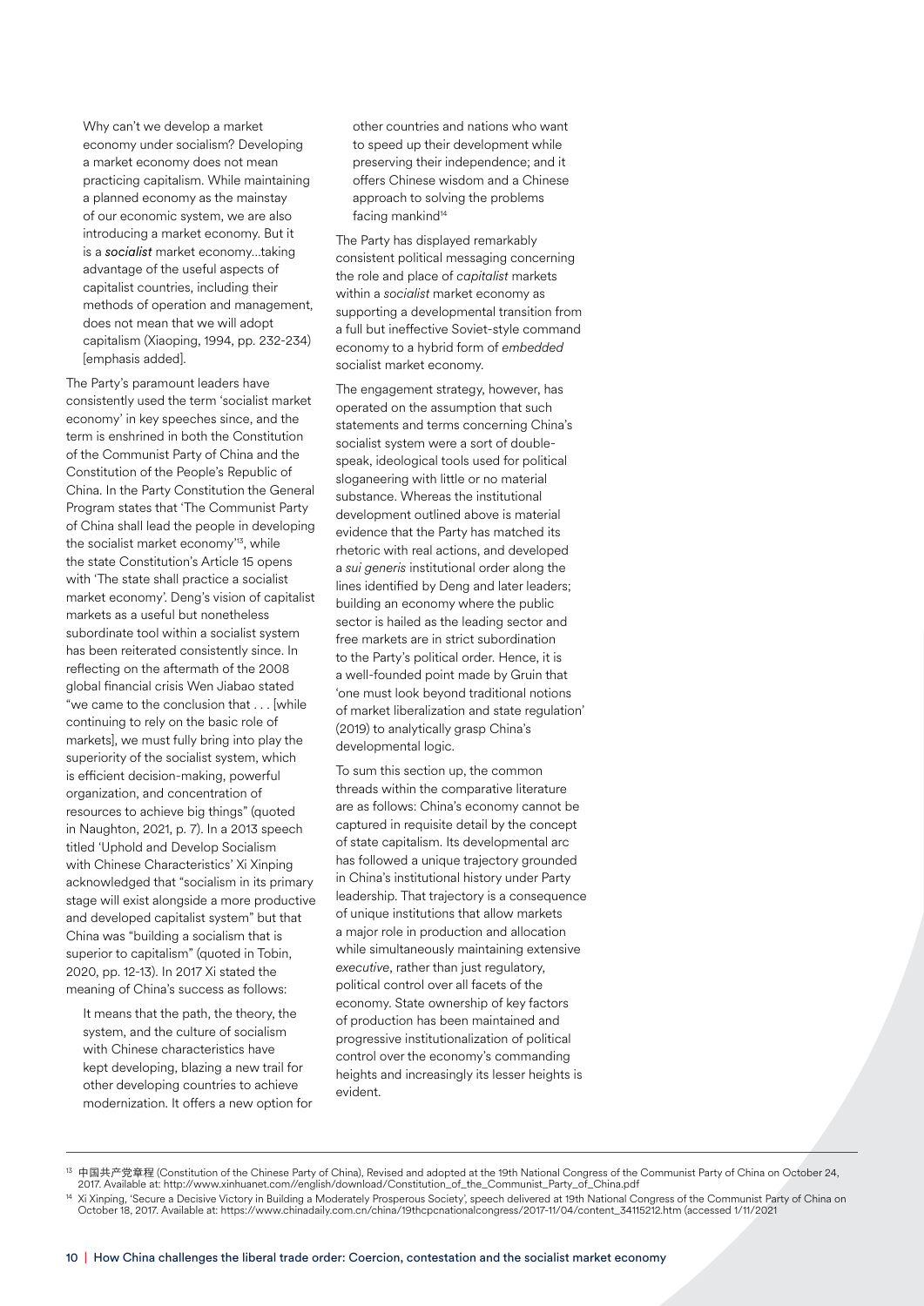> Why can't we develop a market economy under socialism? Developing a market economy does not mean practicing capitalism. While maintaining a planned economy as the mainstay of our economic system, we are also introducing a market economy. But it is a ***socialist*** market economy...taking advantage of the useful aspects of capitalist countries, including their methods of operation and management, does not mean that we will adopt capitalism (Xiaoping, 1994, pp. 232-234) [emphasis added].

The Party's paramount leaders have consistently used the term 'socialist market economy' in key speeches since, and the term is enshrined in both the Constitution of the Communist Party of China and the Constitution of the People's Republic of China. In the Party Constitution the General Program states that 'The Communist Party of China shall lead the people in developing the socialist market economy'[13], while the state Constitution's Article 15 opens with 'The state shall practice a socialist market economy'. Deng's vision of capitalist markets as a useful but nonetheless subordinate tool within a socialist system has been reiterated consistently since. In reflecting on the aftermath of the 2008 global financial crisis Wen Jiabao stated "we came to the conclusion that . . . [while continuing to rely on the basic role of markets], we must fully bring into play the superiority of the socialist system, which is efficient decision-making, powerful organization, and concentration of resources to achieve big things" (quoted in Naughton, 2021, p. 7). In a 2013 speech titled 'Uphold and Develop Socialism with Chinese Characteristics' Xi Xinping acknowledged that "socialism in its primary stage will exist alongside a more productive and developed capitalist system" but that China was "building a socialism that is superior to capitalism" (quoted in Tobin, 2020, pp. 12-13). In 2017 Xi stated the meaning of China's success as follows:

> It means that the path, the theory, the system, and the culture of socialism with Chinese characteristics have kept developing, blazing a new trail for other developing countries to achieve modernization. It offers a new option for other countries and nations who want to speed up their development while preserving their independence; and it offers Chinese wisdom and a Chinese approach to solving the problems facing mankind[14]

The Party has displayed remarkably consistent political messaging concerning the role and place of *capitalist* markets within a *socialist* market economy as supporting a developmental transition from a full but ineffective Soviet-style command economy to a hybrid form of *embedded* socialist market economy.

The engagement strategy, however, has operated on the assumption that such statements and terms concerning China's socialist system were a sort of double-speak, ideological tools used for political sloganeering with little or no material substance. Whereas the institutional development outlined above is material evidence that the Party has matched its rhetoric with real actions, and developed a *sui generis* institutional order along the lines identified by Deng and later leaders; building an economy where the public sector is hailed as the leading sector and free markets are in strict subordination to the Party's political order. Hence, it is a well-founded point made by Gruin that 'one must look beyond traditional notions of market liberalization and state regulation' (2019) to analytically grasp China's developmental logic.

To sum this section up, the common threads within the comparative literature are as follows: China's economy cannot be captured in requisite detail by the concept of state capitalism. Its developmental arc has followed a unique trajectory grounded in China's institutional history under Party leadership. That trajectory is a consequence of unique institutions that allow markets a major role in production and allocation while simultaneously maintaining extensive *executive*, rather than just regulatory, political control over all facets of the economy. State ownership of key factors of production has been maintained and progressive institutionalization of political control over the economy's commanding heights and increasingly its lesser heights is evident.

---

[13] 中国共产党章程 (Constitution of the Chinese Party of China), Revised and adopted at the 19th National Congress of the Communist Party of China on October 24, 2017. Available at: http://www.xinhuanet.com//english/download/Constitution_of_the_Communist_Party_of_China.pdf

[14] Xi Xinping, 'Secure a Decisive Victory in Building a Moderately Prosperous Society', speech delivered at 19th National Congress of the Communist Party of China on October 18, 2017. Available at: https://www.chinadaily.com.cn/china/19thcpcnationalcongress/2017-11/04/content_34115212.htm (accessed 1/11/2021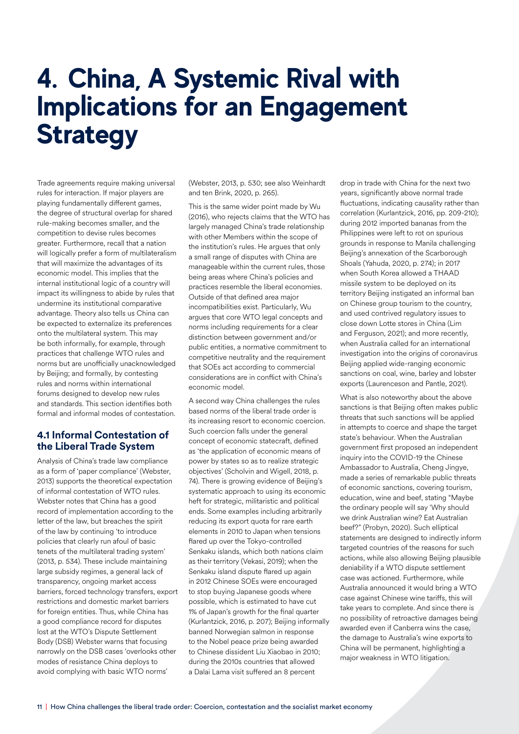# 4. China, A Systemic Rival with Implications for an Engagement Strategy

Trade agreements require making universal rules for interaction. If major players are playing fundamentally different games, the degree of structural overlap for shared rule-making becomes smaller, and the competition to devise rules becomes greater. Furthermore, recall that a nation will logically prefer a form of multilateralism that will maximize the advantages of its economic model. This implies that the internal institutional logic of a country will impact its willingness to abide by rules that undermine its institutional comparative advantage. Theory also tells us China can be expected to externalize its preferences onto the multilateral system. This may be both informally, for example, through practices that challenge WTO rules and norms but are unofficially unacknowledged by Beijing; and formally, by contesting rules and norms within international forums designed to develop new rules and standards. This section identifies both formal and informal modes of contestation.

## 4.1 Informal Contestation of the Liberal Trade System

Analysis of China's trade law compliance as a form of 'paper compliance' (Webster, 2013) supports the theoretical expectation of informal contestation of WTO rules. Webster notes that China has a good record of implementation according to the letter of the law, but breaches the spirit of the law by continuing 'to introduce policies that clearly run afoul of basic tenets of the multilateral trading system' (2013, p. 534). These include maintaining large subsidy regimes, a general lack of transparency, ongoing market access barriers, forced technology transfers, export restrictions and domestic market barriers for foreign entities. Thus, while China has a good compliance record for disputes lost at the WTO's Dispute Settlement Body (DSB) Webster warns that focusing narrowly on the DSB cases 'overlooks other modes of resistance China deploys to avoid complying with basic WTO norms' (Webster, 2013, p. 530; see also Weinhardt and ten Brink, 2020, p. 265).

This is the same wider point made by Wu (2016), who rejects claims that the WTO has largely managed China's trade relationship with other Members within the scope of the institution's rules. He argues that only a small range of disputes with China are manageable within the current rules, those being areas where China's policies and practices resemble the liberal economies. Outside of that defined area major incompatibilities exist. Particularly, Wu argues that core WTO legal concepts and norms including requirements for a clear distinction between government and/or public entities, a normative commitment to competitive neutrality and the requirement that SOEs act according to commercial considerations are in conflict with China's economic model.

A second way China challenges the rules based norms of the liberal trade order is its increasing resort to economic coercion. Such coercion falls under the general concept of economic statecraft, defined as 'the application of economic means of power by states so as to realize strategic objectives' (Scholvin and Wigell, 2018, p. 74). There is growing evidence of Beijing's systematic approach to using its economic heft for strategic, militaristic and political ends. Some examples including arbitrarily reducing its export quota for rare earth elements in 2010 to Japan when tensions flared up over the Tokyo-controlled Senkaku islands, which both nations claim as their territory (Vekasi, 2019); when the Senkaku island dispute flared up again in 2012 Chinese SOEs were encouraged to stop buying Japanese goods where possible, which is estimated to have cut 1% of Japan's growth for the final quarter (Kurlantzick, 2016, p. 207); Beijing informally banned Norwegian salmon in response to the Nobel peace prize being awarded to Chinese dissident Liu Xiaobao in 2010; during the 2010s countries that allowed a Dalai Lama visit suffered an 8 percent drop in trade with China for the next two years, significantly above normal trade fluctuations, indicating causality rather than correlation (Kurlantzick, 2016, pp. 209-210); during 2012 imported bananas from the Philippines were left to rot on spurious grounds in response to Manila challenging Beijing's annexation of the Scarborough Shoals (Yahuda, 2020, p. 274); in 2017 when South Korea allowed a THAAD missile system to be deployed on its territory Beijing instigated an informal ban on Chinese group tourism to the country, and used contrived regulatory issues to close down Lotte stores in China (Lim and Ferguson, 2021); and more recently, when Australia called for an international investigation into the origins of coronavirus Beijing applied wide-ranging economic sanctions on coal, wine, barley and lobster exports (Laurenceson and Pantle, 2021).

What is also noteworthy about the above sanctions is that Beijing often makes public threats that such sanctions will be applied in attempts to coerce and shape the target state's behaviour. When the Australian government first proposed an independent inquiry into the COVID-19 the Chinese Ambassador to Australia, Cheng Jingye, made a series of remarkable public threats of economic sanctions, covering tourism, education, wine and beef, stating "Maybe the ordinary people will say 'Why should we drink Australian wine? Eat Australian beef?" (Probyn, 2020). Such elliptical statements are designed to indirectly inform targeted countries of the reasons for such actions, while also allowing Beijing plausible deniability if a WTO dispute settlement case was actioned. Furthermore, while Australia announced it would bring a WTO case against Chinese wine tariffs, this will take years to complete. And since there is no possibility of retroactive damages being awarded even if Canberra wins the case, the damage to Australia's wine exports to China will be permanent, highlighting a major weakness in WTO litigation.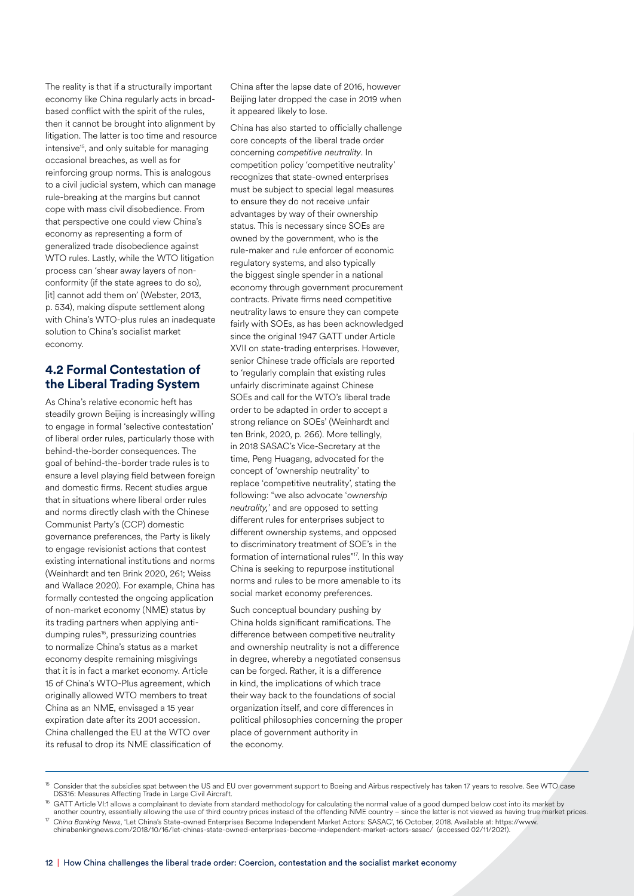The reality is that if a structurally important economy like China regularly acts in broad-based conflict with the spirit of the rules, then it cannot be brought into alignment by litigation. The latter is too time and resource intensive[15], and only suitable for managing occasional breaches, as well as for reinforcing group norms. This is analogous to a civil judicial system, which can manage rule-breaking at the margins but cannot cope with mass civil disobedience. From that perspective one could view China's economy as representing a form of generalized trade disobedience against WTO rules. Lastly, while the WTO litigation process can 'shear away layers of non-conformity (if the state agrees to do so), [it] cannot add them on' (Webster, 2013, p. 534), making dispute settlement along with China's WTO-plus rules an inadequate solution to China's socialist market economy.

## 4.2 Formal Contestation of the Liberal Trading System

As China's relative economic heft has steadily grown Beijing is increasingly willing to engage in formal 'selective contestation' of liberal order rules, particularly those with behind-the-border consequences. The goal of behind-the-border trade rules is to ensure a level playing field between foreign and domestic firms. Recent studies argue that in situations where liberal order rules and norms directly clash with the Chinese Communist Party's (CCP) domestic governance preferences, the Party is likely to engage revisionist actions that contest existing international institutions and norms (Weinhardt and ten Brink 2020, 261; Weiss and Wallace 2020). For example, China has formally contested the ongoing application of non-market economy (NME) status by its trading partners when applying anti-dumping rules[16], pressurizing countries to normalize China's status as a market economy despite remaining misgivings that it is in fact a market economy. Article 15 of China's WTO-Plus agreement, which originally allowed WTO members to treat China as an NME, envisaged a 15 year expiration date after its 2001 accession. China challenged the EU at the WTO over its refusal to drop its NME classification of China after the lapse date of 2016, however Beijing later dropped the case in 2019 when it appeared likely to lose.

China has also started to officially challenge core concepts of the liberal trade order concerning *competitive neutrality*. In competition policy 'competitive neutrality' recognizes that state-owned enterprises must be subject to special legal measures to ensure they do not receive unfair advantages by way of their ownership status. This is necessary since SOEs are owned by the government, who is the rule-maker and rule enforcer of economic regulatory systems, and also typically the biggest single spender in a national economy through government procurement contracts. Private firms need competitive neutrality laws to ensure they can compete fairly with SOEs, as has been acknowledged since the original 1947 GATT under Article XVII on state-trading enterprises. However, senior Chinese trade officials are reported to 'regularly complain that existing rules unfairly discriminate against Chinese SOEs and call for the WTO's liberal trade order to be adapted in order to accept a strong reliance on SOEs' (Weinhardt and ten Brink, 2020, p. 266). More tellingly, in 2018 SASAC's Vice-Secretary at the time, Peng Huagang, advocated for the concept of 'ownership neutrality' to replace 'competitive neutrality', stating the following: "we also advocate '*ownership neutrality,*' and are opposed to setting different rules for enterprises subject to different ownership systems, and opposed to discriminatory treatment of SOE's in the formation of international rules"[17]. In this way China is seeking to repurpose institutional norms and rules to be more amenable to its social market economy preferences.

Such conceptual boundary pushing by China holds significant ramifications. The difference between competitive neutrality and ownership neutrality is not a difference in degree, whereby a negotiated consensus can be forged. Rather, it is a difference in kind, the implications of which trace their way back to the foundations of social organization itself, and core differences in political philosophies concerning the proper place of government authority in the economy.

---

[15] Consider that the subsidies spat between the US and EU over government support to Boeing and Airbus respectively has taken 17 years to resolve. See WTO case DS316: Measures Affecting Trade in Large Civil Aircraft.

[16] GATT Article VI:1 allows a complainant to deviate from standard methodology for calculating the normal value of a good dumped below cost into its market by another country, essentially allowing the use of third country prices instead of the offending NME country – since the latter is not viewed as having true market prices.

[17] *China Banking News*, 'Let China's State-owned Enterprises Become Independent Market Actors: SASAC', 16 October, 2018. Available at: https://www.chinabankingnews.com/2018/10/16/let-chinas-state-owned-enterprises-become-independent-market-actors-sasac/ (accessed 02/11/2021).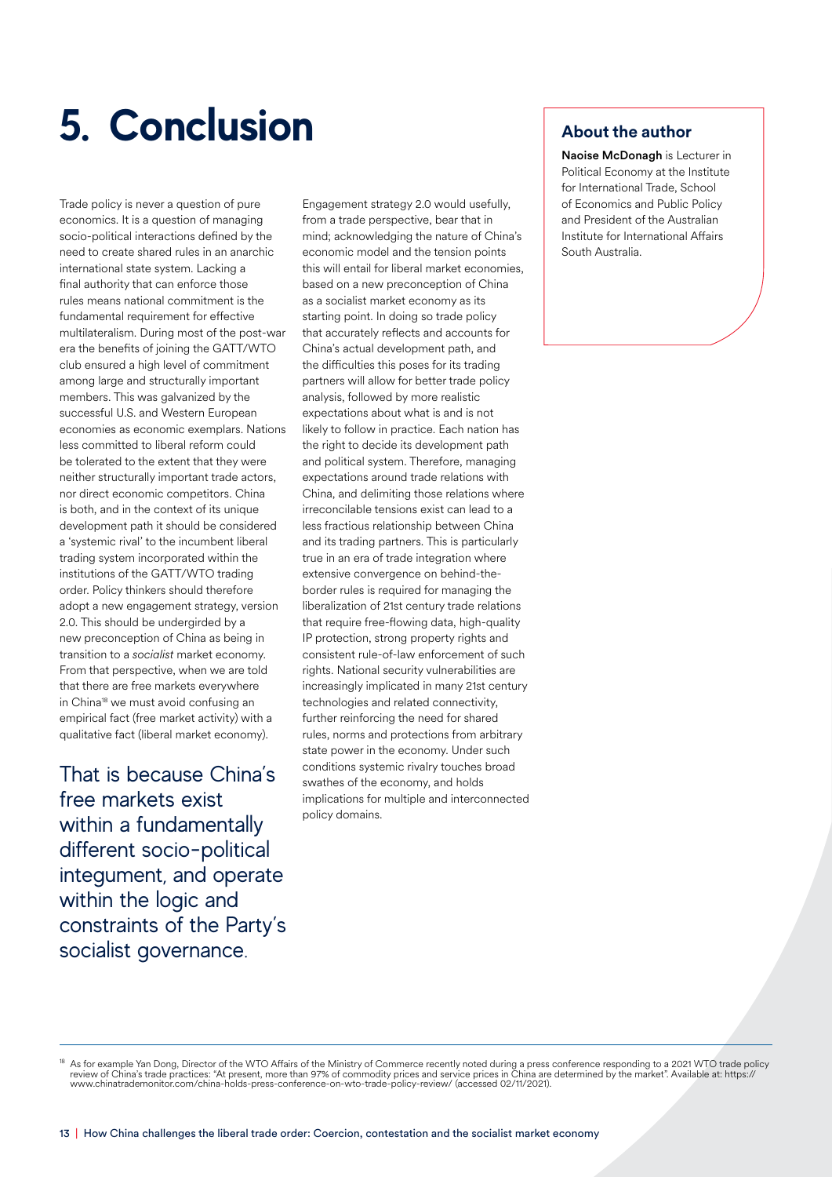# 5. Conclusion

Trade policy is never a question of pure economics. It is a question of managing socio-political interactions defined by the need to create shared rules in an anarchic international state system. Lacking a final authority that can enforce those rules means national commitment is the fundamental requirement for effective multilateralism. During most of the post-war era the benefits of joining the GATT/WTO club ensured a high level of commitment among large and structurally important members. This was galvanized by the successful U.S. and Western European economies as economic exemplars. Nations less committed to liberal reform could be tolerated to the extent that they were neither structurally important trade actors, nor direct economic competitors. China is both, and in the context of its unique development path it should be considered a 'systemic rival' to the incumbent liberal trading system incorporated within the institutions of the GATT/WTO trading order. Policy thinkers should therefore adopt a new engagement strategy, version 2.0. This should be undergirded by a new preconception of China as being in transition to a *socialist* market economy. From that perspective, when we are told that there are free markets everywhere in China[18] we must avoid confusing an empirical fact (free market activity) with a qualitative fact (liberal market economy).

That is because China's free markets exist within a fundamentally different socio-political integument, and operate within the logic and constraints of the Party's socialist governance.

Engagement strategy 2.0 would usefully, from a trade perspective, bear that in mind; acknowledging the nature of China's economic model and the tension points this will entail for liberal market economies, based on a new preconception of China as a socialist market economy as its starting point. In doing so trade policy that accurately reflects and accounts for China's actual development path, and the difficulties this poses for its trading partners will allow for better trade policy analysis, followed by more realistic expectations about what is and is not likely to follow in practice. Each nation has the right to decide its development path and political system. Therefore, managing expectations around trade relations with China, and delimiting those relations where irreconcilable tensions exist can lead to a less fractious relationship between China and its trading partners. This is particularly true in an era of trade integration where extensive convergence on behind-the-border rules is required for managing the liberalization of 21st century trade relations that require free-flowing data, high-quality IP protection, strong property rights and consistent rule-of-law enforcement of such rights. National security vulnerabilities are increasingly implicated in many 21st century technologies and related connectivity, further reinforcing the need for shared rules, norms and protections from arbitrary state power in the economy. Under such conditions systemic rivalry touches broad swathes of the economy, and holds implications for multiple and interconnected policy domains.

## About the author

**Naoise McDonagh** is Lecturer in Political Economy at the Institute for International Trade, School of Economics and Public Policy and President of the Australian Institute for International Affairs South Australia.

---

[18] As for example Yan Dong, Director of the WTO Affairs of the Ministry of Commerce recently noted during a press conference responding to a 2021 WTO trade policy review of China's trade practices: "At present, more than 97% of commodity prices and service prices in China are determined by the market". Available at: https://www.chinatrademonitor.com/china-holds-press-conference-on-wto-trade-policy-review/ (accessed 02/11/2021).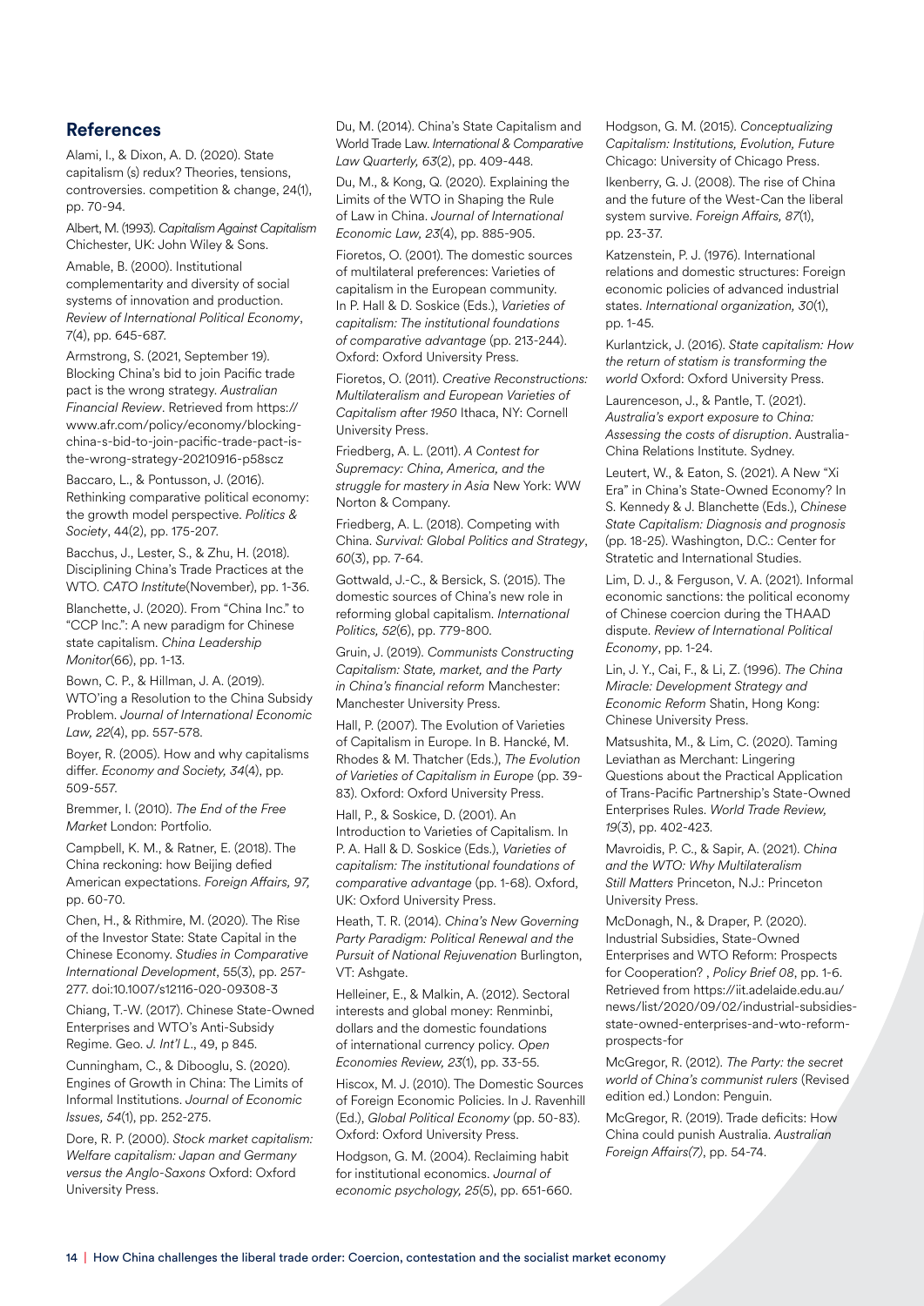## References

Alami, I., & Dixon, A. D. (2020). State capitalism (s) redux? Theories, tensions, controversies. competition & change, 24(1), pp. 70-94.

Albert, M. (1993). *Capitalism Against Capitalism* Chichester, UK: John Wiley & Sons.

Amable, B. (2000). Institutional complementarity and diversity of social systems of innovation and production. *Review of International Political Economy*, 7(4), pp. 645-687.

Armstrong, S. (2021, September 19). Blocking China's bid to join Pacific trade pact is the wrong strategy. *Australian Financial Review*. Retrieved from https://www.afr.com/policy/economy/blocking-china-s-bid-to-join-pacific-trade-pact-is-the-wrong-strategy-20210916-p58scz

Baccaro, L., & Pontusson, J. (2016). Rethinking comparative political economy: the growth model perspective. *Politics & Society*, 44(2), pp. 175-207.

Bacchus, J., Lester, S., & Zhu, H. (2018). Disciplining China's Trade Practices at the WTO. *CATO Institute*(November), pp. 1-36.

Blanchette, J. (2020). From "China Inc." to "CCP Inc.": A new paradigm for Chinese state capitalism. *China Leadership Monitor*(66), pp. 1-13.

Bown, C. P., & Hillman, J. A. (2019). WTO'ing a Resolution to the China Subsidy Problem. *Journal of International Economic Law, 22*(4), pp. 557-578.

Boyer, R. (2005). How and why capitalisms differ. *Economy and Society, 34*(4), pp. 509-557.

Bremmer, I. (2010). *The End of the Free Market* London: Portfolio.

Campbell, K. M., & Ratner, E. (2018). The China reckoning: how Beijing defied American expectations. *Foreign Affairs, 97,* pp. 60-70.

Chen, H., & Rithmire, M. (2020). The Rise of the Investor State: State Capital in the Chinese Economy. *Studies in Comparative International Development*, 55(3), pp. 257-277. doi:10.1007/s12116-020-09308-3

Chiang, T.-W. (2017). Chinese State-Owned Enterprises and WTO's Anti-Subsidy Regime. Geo. *J. Int'l L*., 49, p 845.

Cunningham, C., & Dibooglu, S. (2020). Engines of Growth in China: The Limits of Informal Institutions. *Journal of Economic Issues, 54*(1), pp. 252-275.

Dore, R. P. (2000). *Stock market capitalism: Welfare capitalism: Japan and Germany versus the Anglo-Saxons* Oxford: Oxford University Press.

Du, M. (2014). China's State Capitalism and World Trade Law. *International & Comparative Law Quarterly, 63*(2), pp. 409-448.

Du, M., & Kong, Q. (2020). Explaining the Limits of the WTO in Shaping the Rule of Law in China. *Journal of International Economic Law, 23*(4), pp. 885-905.

Fioretos, O. (2001). The domestic sources of multilateral preferences: Varieties of capitalism in the European community. In P. Hall & D. Soskice (Eds.), *Varieties of capitalism: The institutional foundations of comparative advantage* (pp. 213-244). Oxford: Oxford University Press.

Fioretos, O. (2011). *Creative Reconstructions: Multilateralism and European Varieties of Capitalism after 1950* Ithaca, NY: Cornell University Press.

Friedberg, A. L. (2011). *A Contest for Supremacy: China, America, and the struggle for mastery in Asia* New York: WW Norton & Company.

Friedberg, A. L. (2018). Competing with China. *Survival: Global Politics and Strategy*, *60*(3), pp. 7-64.

Gottwald, J.-C., & Bersick, S. (2015). The domestic sources of China's new role in reforming global capitalism. *International Politics, 52*(6), pp. 779-800.

Gruin, J. (2019). *Communists Constructing Capitalism: State, market, and the Party in China's financial reform* Manchester: Manchester University Press.

Hall, P. (2007). The Evolution of Varieties of Capitalism in Europe. In B. Hancké, M. Rhodes & M. Thatcher (Eds.), *The Evolution of Varieties of Capitalism in Europe* (pp. 39-83). Oxford: Oxford University Press.

Hall, P., & Soskice, D. (2001). An Introduction to Varieties of Capitalism. In P. A. Hall & D. Soskice (Eds.), *Varieties of capitalism: The institutional foundations of comparative advantage* (pp. 1-68). Oxford, UK: Oxford University Press.

Heath, T. R. (2014). *China's New Governing Party Paradigm: Political Renewal and the Pursuit of National Rejuvenation* Burlington, VT: Ashgate.

Helleiner, E., & Malkin, A. (2012). Sectoral interests and global money: Renminbi, dollars and the domestic foundations of international currency policy. *Open Economies Review, 23*(1), pp. 33-55.

Hiscox, M. J. (2010). The Domestic Sources of Foreign Economic Policies. In J. Ravenhill (Ed.), *Global Political Economy* (pp. 50-83). Oxford: Oxford University Press.

Hodgson, G. M. (2004). Reclaiming habit for institutional economics. *Journal of economic psychology, 25*(5), pp. 651-660.

Hodgson, G. M. (2015). *Conceptualizing Capitalism: Institutions, Evolution, Future* Chicago: University of Chicago Press.

Ikenberry, G. J. (2008). The rise of China and the future of the West-Can the liberal system survive. *Foreign Affairs, 87*(1), pp. 23-37.

Katzenstein, P. J. (1976). International relations and domestic structures: Foreign economic policies of advanced industrial states. *International organization, 30*(1), pp. 1-45.

Kurlantzick, J. (2016). *State capitalism: How the return of statism is transforming the world* Oxford: Oxford University Press.

Laurenceson, J., & Pantle, T. (2021). *Australia's export exposure to China: Assessing the costs of disruption*. Australia-China Relations Institute. Sydney.

Leutert, W., & Eaton, S. (2021). A New "Xi Era" in China's State-Owned Economy? In S. Kennedy & J. Blanchette (Eds.), *Chinese State Capitalism: Diagnosis and prognosis* (pp. 18-25). Washington, D.C.: Center for Stratetic and International Studies.

Lim, D. J., & Ferguson, V. A. (2021). Informal economic sanctions: the political economy of Chinese coercion during the THAAD dispute. *Review of International Political Economy*, pp. 1-24.

Lin, J. Y., Cai, F., & Li, Z. (1996). *The China Miracle: Development Strategy and Economic Reform* Shatin, Hong Kong: Chinese University Press.

Matsushita, M., & Lim, C. (2020). Taming Leviathan as Merchant: Lingering Questions about the Practical Application of Trans-Pacific Partnership's State-Owned Enterprises Rules. *World Trade Review, 19*(3), pp. 402-423.

Mavroidis, P. C., & Sapir, A. (2021). *China and the WTO: Why Multilateralism Still Matters* Princeton, N.J.: Princeton University Press.

McDonagh, N., & Draper, P. (2020). Industrial Subsidies, State-Owned Enterprises and WTO Reform: Prospects for Cooperation? , *Policy Brief 08*, pp. 1-6. Retrieved from https://iit.adelaide.edu.au/news/list/2020/09/02/industrial-subsidies-state-owned-enterprises-and-wto-reform-prospects-for

McGregor, R. (2012). *The Party: the secret world of China's communist rulers* (Revised edition ed.) London: Penguin.

McGregor, R. (2019). Trade deficits: How China could punish Australia. *Australian Foreign Affairs(7)*, pp. 54-74.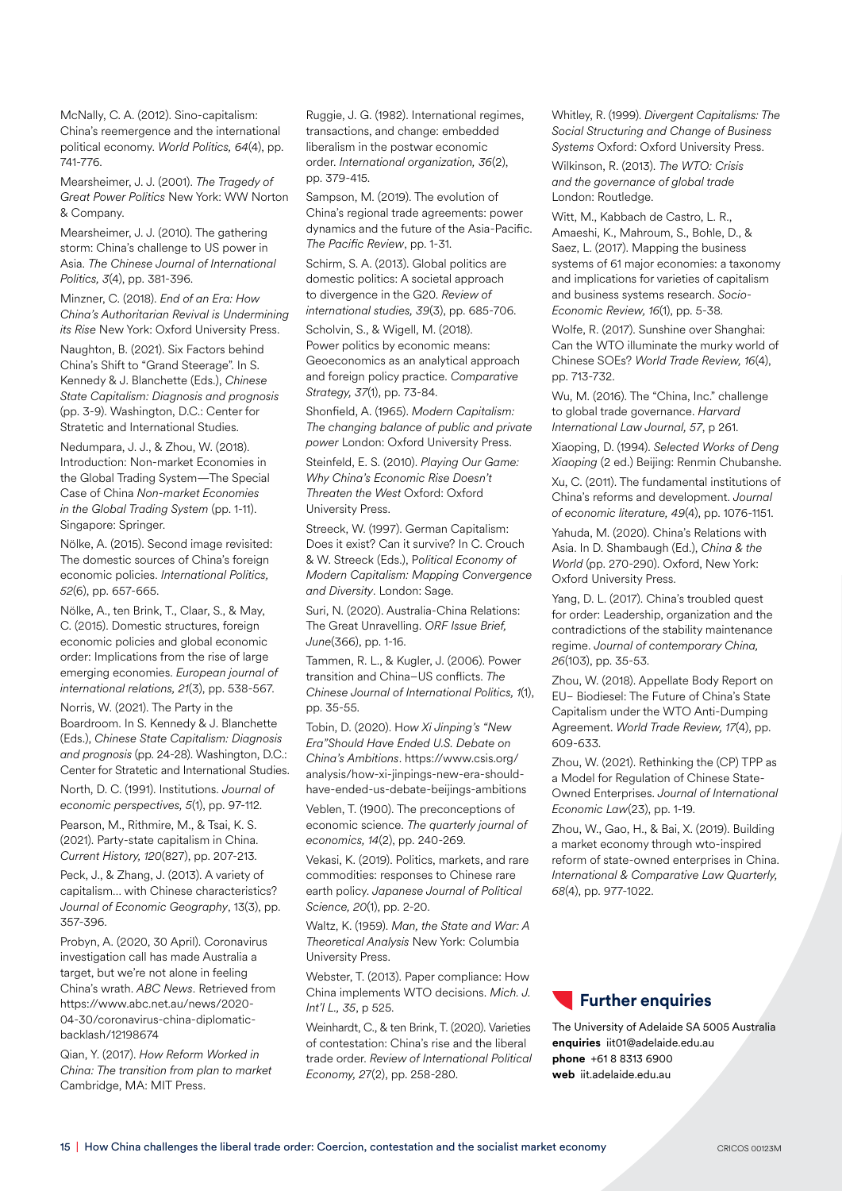McNally, C. A. (2012). Sino-capitalism: China's reemergence and the international political economy. *World Politics, 64*(4), pp. 741-776.

Mearsheimer, J. J. (2001). *The Tragedy of Great Power Politics* New York: WW Norton & Company.

Mearsheimer, J. J. (2010). The gathering storm: China's challenge to US power in Asia. *The Chinese Journal of International Politics, 3*(4), pp. 381-396.

Minzner, C. (2018). *End of an Era: How China's Authoritarian Revival is Undermining its Rise* New York: Oxford University Press.

Naughton, B. (2021). Six Factors behind China's Shift to "Grand Steerage". In S. Kennedy & J. Blanchette (Eds.), *Chinese State Capitalism: Diagnosis and prognosis* (pp. 3-9). Washington, D.C.: Center for Stratetic and International Studies.

Nedumpara, J. J., & Zhou, W. (2018). Introduction: Non-market Economies in the Global Trading System—The Special Case of China *Non-market Economies in the Global Trading System* (pp. 1-11). Singapore: Springer.

Nölke, A. (2015). Second image revisited: The domestic sources of China's foreign economic policies. *International Politics, 52*(6), pp. 657-665.

Nölke, A., ten Brink, T., Claar, S., & May, C. (2015). Domestic structures, foreign economic policies and global economic order: Implications from the rise of large emerging economies. *European journal of international relations, 21*(3), pp. 538-567.

Norris, W. (2021). The Party in the Boardroom. In S. Kennedy & J. Blanchette (Eds.), *Chinese State Capitalism: Diagnosis and prognosis* (pp. 24-28). Washington, D.C.: Center for Stratetic and International Studies.

North, D. C. (1991). Institutions. *Journal of economic perspectives, 5*(1), pp. 97-112.

Pearson, M., Rithmire, M., & Tsai, K. S. (2021). Party-state capitalism in China. *Current History, 120*(827), pp. 207-213.

Peck, J., & Zhang, J. (2013). A variety of capitalism... with Chinese characteristics? *Journal of Economic Geography*, 13(3), pp. 357-396.

Probyn, A. (2020, 30 April). Coronavirus investigation call has made Australia a target, but we're not alone in feeling China's wrath. *ABC News*. Retrieved from https://www.abc.net.au/news/2020-04-30/coronavirus-china-diplomatic-backlash/12198674

Qian, Y. (2017). *How Reform Worked in China: The transition from plan to market* Cambridge, MA: MIT Press.

Ruggie, J. G. (1982). International regimes, transactions, and change: embedded liberalism in the postwar economic order. *International organization, 36*(2), pp. 379-415.

Sampson, M. (2019). The evolution of China's regional trade agreements: power dynamics and the future of the Asia-Pacific. *The Pacific Review*, pp. 1-31.

Schirm, S. A. (2013). Global politics are domestic politics: A societal approach to divergence in the G20. *Review of international studies, 39*(3), pp. 685-706.

Scholvin, S., & Wigell, M. (2018). Power politics by economic means: Geoeconomics as an analytical approach and foreign policy practice. *Comparative Strategy, 37*(1), pp. 73-84.

Shonfield, A. (1965). *Modern Capitalism: The changing balance of public and private power* London: Oxford University Press.

Steinfeld, E. S. (2010). *Playing Our Game: Why China's Economic Rise Doesn't Threaten the West* Oxford: Oxford University Press.

Streeck, W. (1997). German Capitalism: Does it exist? Can it survive? In C. Crouch & W. Streeck (Eds.), *Political Economy of Modern Capitalism: Mapping Convergence and Diversity*. London: Sage.

Suri, N. (2020). Australia-China Relations: The Great Unravelling. *ORF Issue Brief, June*(366), pp. 1-16.

Tammen, R. L., & Kugler, J. (2006). Power transition and China–US conflicts. *The Chinese Journal of International Politics, 1*(1), pp. 35-55.

Tobin, D. (2020). *How Xi Jinping's "New Era"Should Have Ended U.S. Debate on China's Ambitions*. https://www.csis.org/analysis/how-xi-jinpings-new-era-should-have-ended-us-debate-beijings-ambitions

Veblen, T. (1900). The preconceptions of economic science. *The quarterly journal of economics, 14*(2), pp. 240-269.

Vekasi, K. (2019). Politics, markets, and rare commodities: responses to Chinese rare earth policy. *Japanese Journal of Political Science, 20*(1), pp. 2-20.

Waltz, K. (1959). *Man, the State and War: A Theoretical Analysis* New York: Columbia University Press.

Webster, T. (2013). Paper compliance: How China implements WTO decisions. *Mich. J. Int'l L., 35*, p 525.

Weinhardt, C., & ten Brink, T. (2020). Varieties of contestation: China's rise and the liberal trade order. *Review of International Political Economy, 27*(2), pp. 258-280.

Whitley, R. (1999). *Divergent Capitalisms: The Social Structuring and Change of Business Systems* Oxford: Oxford University Press.

Wilkinson, R. (2013). *The WTO: Crisis and the governance of global trade* London: Routledge.

Witt, M., Kabbach de Castro, L. R., Amaeshi, K., Mahroum, S., Bohle, D., & Saez, L. (2017). Mapping the business systems of 61 major economies: a taxonomy and implications for varieties of capitalism and business systems research. *Socio-Economic Review, 16*(1), pp. 5-38.

Wolfe, R. (2017). Sunshine over Shanghai: Can the WTO illuminate the murky world of Chinese SOEs? *World Trade Review, 16*(4), pp. 713-732.

Wu, M. (2016). The "China, Inc." challenge to global trade governance. *Harvard International Law Journal, 57*, p 261.

Xiaoping, D. (1994). *Selected Works of Deng Xiaoping* (2 ed.) Beijing: Renmin Chubanshe.

Xu, C. (2011). The fundamental institutions of China's reforms and development. *Journal of economic literature, 49*(4), pp. 1076-1151.

Yahuda, M. (2020). China's Relations with Asia. In D. Shambaugh (Ed.), *China & the World* (pp. 270-290). Oxford, New York: Oxford University Press.

Yang, D. L. (2017). China's troubled quest for order: Leadership, organization and the contradictions of the stability maintenance regime. *Journal of contemporary China, 26*(103), pp. 35-53.

Zhou, W. (2018). Appellate Body Report on EU– Biodiesel: The Future of China's State Capitalism under the WTO Anti-Dumping Agreement. *World Trade Review, 17*(4), pp. 609-633.

Zhou, W. (2021). Rethinking the (CP) TPP as a Model for Regulation of Chinese State-Owned Enterprises. *Journal of International Economic Law*(23), pp. 1-19.

Zhou, W., Gao, H., & Bai, X. (2019). Building a market economy through wto-inspired reform of state-owned enterprises in China. *International & Comparative Law Quarterly, 68*(4), pp. 977-1022.

## Further enquiries

The University of Adelaide SA 5005 Australia
**enquiries** iit01@adelaide.edu.au
**phone** +61 8 8313 6900
**web** iit.adelaide.edu.au

CRICOS 00123M